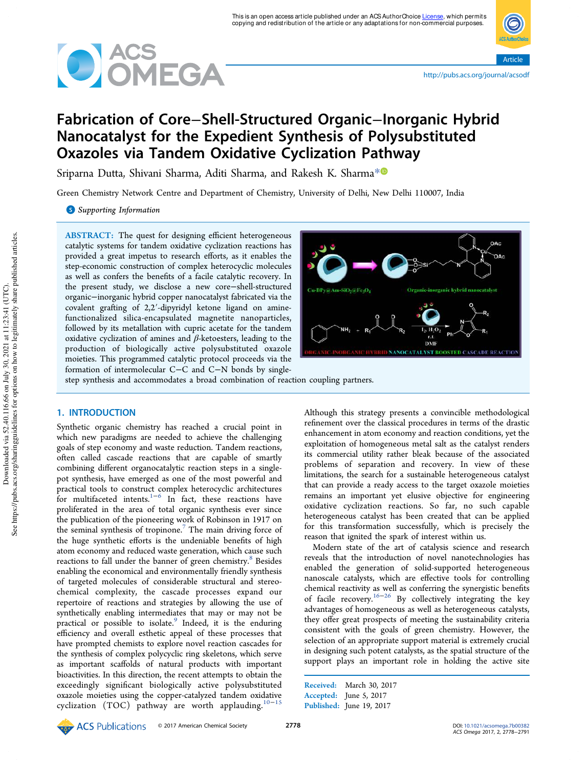# Fabrication of Core–Shell-Structured Organic–Inorganic Hybrid Nanocatalyst for the Expedient Synthesis of Polysubstituted Oxazoles via Tandem Oxidative Cyclization Pathway

Sriparna Dutta, Shivani Sharma, Aditi Sharma, and Rakesh K. Sharma*

Green Chemistry Network Centre and Department of Chemistry, University of Delhi, New Delhi 110007, India

Supporting Information

**ABSTRACT:** The quest for designing efficient heterogeneous catalytic systems for tandem oxidative cyclization reactions has provided a great impetus to research efforts, as it enables the step-economic construction of complex heterocyclic molecules as well as confers the benefits of a facile catalytic recovery. In the present study, we disclose a new core–shell-structured organic–inorganic hybrid copper nanocatalyst fabricated via the covalent grafting of 2,2′-dipyridyl ketone ligand on amine-functionalized silica-encapsulated magnetite nanoparticles, followed by its metallation with cupric acetate for the tandem oxidative cyclization of amines and $\beta$-ketoesters, leading to the production of biologically active polysubstituted oxazole moieties. This programmed catalytic protocol proceeds via the formation of intermolecular C–C and C–N bonds by single-step synthesis and accommodates a broad combination of reaction coupling partners.

## 1. INTRODUCTION

Synthetic organic chemistry has reached a crucial point in which new paradigms are needed to achieve the challenging goals of step economy and waste reduction. Tandem reactions, often called cascade reactions that are capable of smartly combining different organocatalytic reaction steps in a single-pot synthesis, have emerged as one of the most powerful and practical tools to construct complex heterocyclic architectures for multifaceted intents.[1−6] In fact, these reactions have proliferated in the area of total organic synthesis ever since the publication of the pioneering work of Robinson in 1917 on the seminal synthesis of tropinone.[7] The main driving force of the huge synthetic efforts is the undeniable benefits of high atom economy and reduced waste generation, which cause such reactions to fall under the banner of green chemistry.[8] Besides enabling the economical and environmentally friendly synthesis of targeted molecules of considerable structural and stereochemical complexity, the cascade processes expand our repertoire of reactions and strategies by allowing the use of synthetically enabling intermediates that may or may not be practical or possible to isolate.[9] Indeed, it is the enduring efficiency and overall esthetic appeal of these processes that have prompted chemists to explore novel reaction cascades for the synthesis of complex polycyclic ring skeletons, which serve as important scaffolds of natural products with important bioactivities. In this direction, the recent attempts to obtain the exceedingly significant biologically active polysubstituted oxazole moieties using the copper-catalyzed tandem oxidative cyclization (TOC) pathway are worth applauding.[10−15]

Although this strategy presents a convincible methodological refinement over the classical procedures in terms of the drastic enhancement in atom economy and reaction conditions, yet the exploitation of homogeneous metal salt as the catalyst renders its commercial utility rather bleak because of the associated problems of separation and recovery. In view of these limitations, the search for a sustainable heterogeneous catalyst that can provide a ready access to the target oxazole moieties remains an important yet elusive objective for engineering oxidative cyclization reactions. So far, no such capable heterogeneous catalyst has been created that can be applied for this transformation successfully, which is precisely the reason that ignited the spark of interest within us.

Modern state of the art of catalysis science and research reveals that the introduction of novel nanotechnologies has enabled the generation of solid-supported heterogeneous nanoscale catalysts, which are effective tools for controlling chemical reactivity as well as conferring the synergistic benefits of facile recovery.[16−26] By collectively integrating the key advantages of homogeneous as well as heterogeneous catalysts, they offer great prospects of meeting the sustainability criteria consistent with the goals of green chemistry. However, the selection of an appropriate support material is extremely crucial in designing such potent catalysts, as the spatial structure of the support plays an important role in holding the active site

Received: March 30, 2017
Accepted: June 5, 2017
Published: June 19, 2017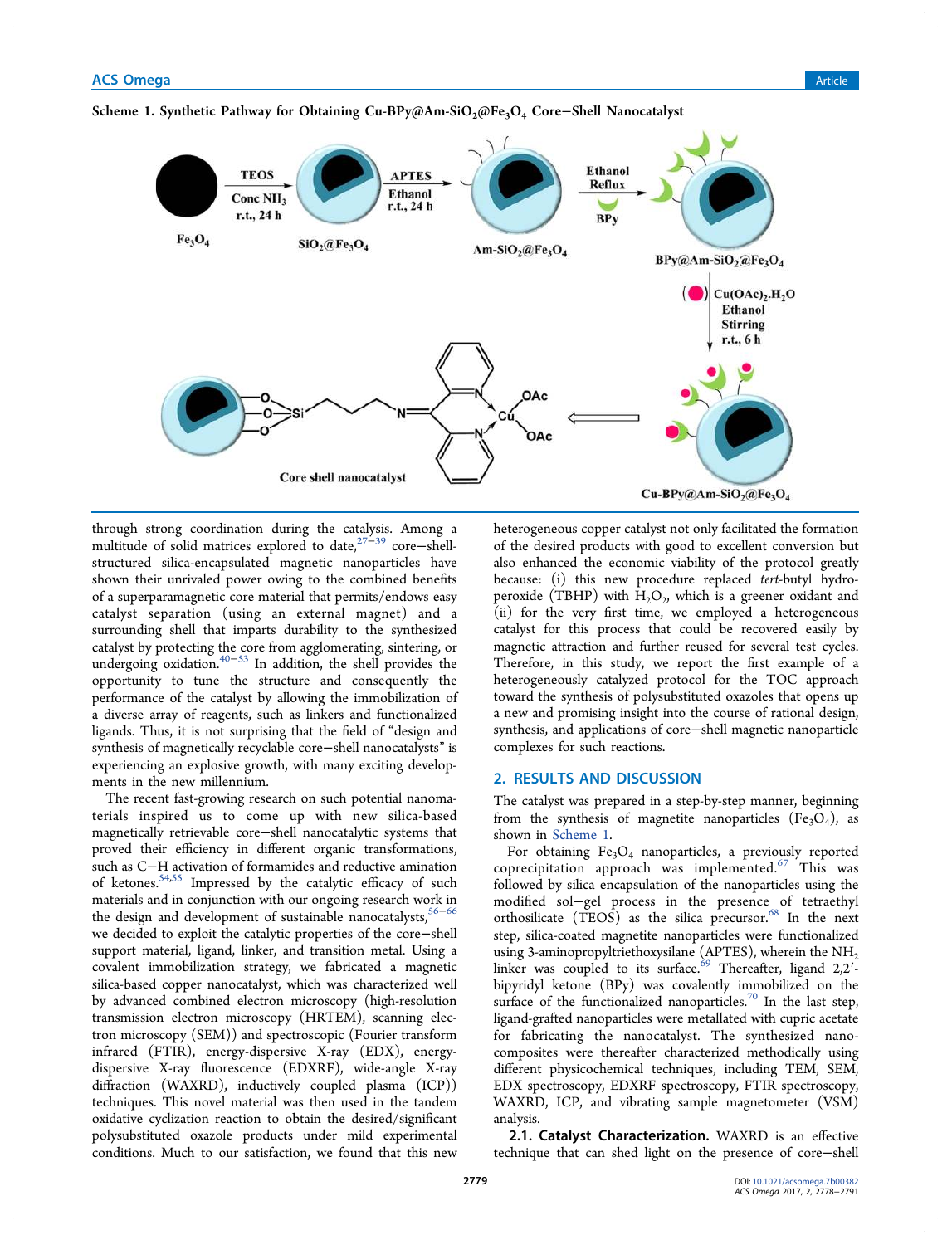**Scheme 1. Synthetic Pathway for Obtaining Cu-BPy@Am-$SiO_2$@$Fe_3O_4$ Core–Shell Nanocatalyst**

$Fe_3O_4$

TEOS
Conc $NH_3$
r.t., 24 h

$SiO_2$@$Fe_3O_4$

APTES
Ethanol
r.t., 24 h

Am-$SiO_2$@$Fe_3O_4$

Ethanol
Reflux
BPy

BPy@Am-$SiO_2$@$Fe_3O_4$

$Cu(OAc)_2.H_2O$
Ethanol
Stirring
r.t., 6 h

Cu-BPy@Am-$SiO_2$@$Fe_3O_4$

Core shell nanocatalyst

through strong coordination during the catalysis. Among a multitude of solid matrices explored to date,[27−39] core–shell-structured silica-encapsulated magnetic nanoparticles have shown their unrivaled power owing to the combined benefits of a superparamagnetic core material that permits/endows easy catalyst separation (using an external magnet) and a surrounding shell that imparts durability to the synthesized catalyst by protecting the core from agglomerating, sintering, or undergoing oxidation.[40−53] In addition, the shell provides the opportunity to tune the structure and consequently the performance of the catalyst by allowing the immobilization of a diverse array of reagents, such as linkers and functionalized ligands. Thus, it is not surprising that the field of "design and synthesis of magnetically recyclable core–shell nanocatalysts" is experiencing an explosive growth, with many exciting developments in the new millennium.

The recent fast-growing research on such potential nanomaterials inspired us to come up with new silica-based magnetically retrievable core–shell nanocatalytic systems that proved their efficiency in different organic transformations, such as C–H activation of formamides and reductive amination of ketones.[54,55] Impressed by the catalytic efficacy of such materials and in conjunction with our ongoing research work in the design and development of sustainable nanocatalysts,[56−66] we decided to exploit the catalytic properties of the core–shell support material, ligand, linker, and transition metal. Using a covalent immobilization strategy, we fabricated a magnetic silica-based copper nanocatalyst, which was characterized well by advanced combined electron microscopy (high-resolution transmission electron microscopy (HRTEM), scanning electron microscopy (SEM)) and spectroscopic (Fourier transform infrared (FTIR), energy-dispersive X-ray (EDX), energy-dispersive X-ray fluorescence (EDXRF), wide-angle X-ray diffraction (WAXRD), inductively coupled plasma (ICP)) techniques. This novel material was then used in the tandem oxidative cyclization reaction to obtain the desired/significant polysubstituted oxazole products under mild experimental conditions. Much to our satisfaction, we found that this new heterogeneous copper catalyst not only facilitated the formation of the desired products with good to excellent conversion but also enhanced the economic viability of the protocol greatly because: (i) this new procedure replaced *tert*-butyl hydroperoxide (TBHP) with $H_2O_2$, which is a greener oxidant and (ii) for the very first time, we employed a heterogeneous catalyst for this process that could be recovered easily by magnetic attraction and further reused for several test cycles. Therefore, in this study, we report the first example of a heterogeneously catalyzed protocol for the TOC approach toward the synthesis of polysubstituted oxazoles that opens up a new and promising insight into the course of rational design, synthesis, and applications of core–shell magnetic nanoparticle complexes for such reactions.

## 2. RESULTS AND DISCUSSION

The catalyst was prepared in a step-by-step manner, beginning from the synthesis of magnetite nanoparticles ($Fe_3O_4$), as shown in Scheme 1.

For obtaining $Fe_3O_4$ nanoparticles, a previously reported coprecipitation approach was implemented.[67] This was followed by silica encapsulation of the nanoparticles using the modified sol–gel process in the presence of tetraethyl orthosilicate (TEOS) as the silica precursor.[68] In the next step, silica-coated magnetite nanoparticles were functionalized using 3-aminopropyltriethoxysilane (APTES), wherein the $NH_2$ linker was coupled to its surface.[69] Thereafter, ligand 2,2′-bipyridyl ketone (BPy) was covalently immobilized on the surface of the functionalized nanoparticles.[70] In the last step, ligand-grafted nanoparticles were metallated with cupric acetate for fabricating the nanocatalyst. The synthesized nanocomposites were thereafter characterized methodically using different physicochemical techniques, including TEM, SEM, EDX spectroscopy, EDXRF spectroscopy, FTIR spectroscopy, WAXRD, ICP, and vibrating sample magnetometer (VSM) analysis.

**2.1. Catalyst Characterization.** WAXRD is an effective technique that can shed light on the presence of core–shell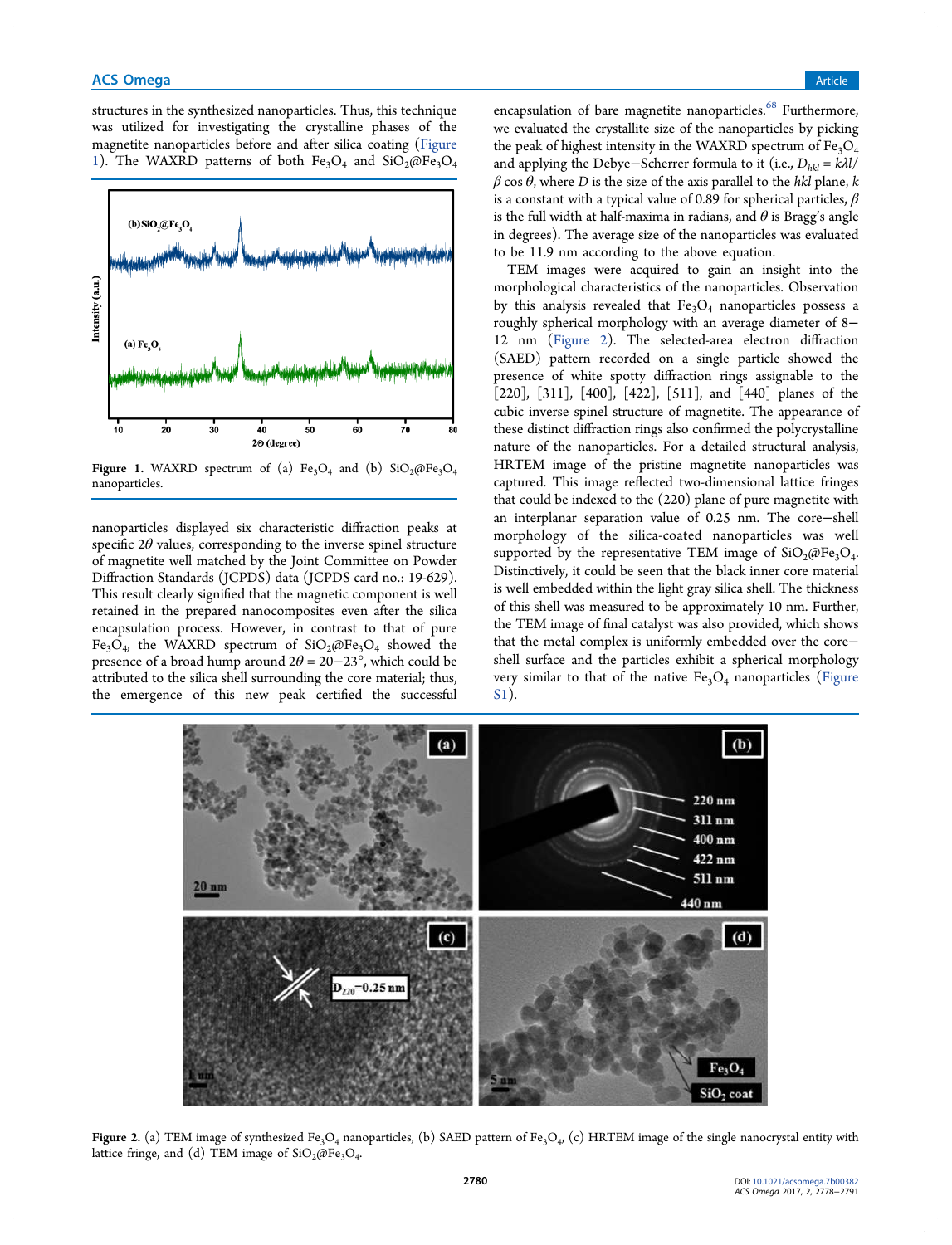structures in the synthesized nanoparticles. Thus, this technique was utilized for investigating the crystalline phases of the magnetite nanoparticles before and after silica coating (Figure 1). The WAXRD patterns of both $Fe_3O_4$ and $SiO_2@Fe_3O_4$ nanoparticles displayed six characteristic diffraction peaks at specific $2\theta$ values, corresponding to the inverse spinel structure of magnetite well matched by the Joint Committee on Powder Diffraction Standards (JCPDS) data (JCPDS card no.: 19-629). This result clearly signified that the magnetic component is well retained in the prepared nanocomposites even after the silica encapsulation process. However, in contrast to that of pure $Fe_3O_4$, the WAXRD spectrum of $SiO_2@Fe_3O_4$ showed the presence of a broad hump around $2\theta$ = 20−23°, which could be attributed to the silica shell surrounding the core material; thus, the emergence of this new peak certified the successful encapsulation of bare magnetite nanoparticles.[68] Furthermore, we evaluated the crystallite size of the nanoparticles by picking the peak of highest intensity in the WAXRD spectrum of $Fe_3O_4$ and applying the Debye−Scherrer formula to it (i.e., $D_{hkl} = k\lambda/\beta\cos\theta$, where $D$ is the size of the axis parallel to the $hkl$ plane, $k$ is a constant with a typical value of 0.89 for spherical particles, $\beta$ is the full width at half-maxima in radians, and $\theta$ is Bragg's angle in degrees). The average size of the nanoparticles was evaluated to be 11.9 nm according to the above equation.

Figure 1. WAXRD spectrum of (a) $Fe_3O_4$ and (b) $SiO_2@Fe_3O_4$ nanoparticles.

TEM images were acquired to gain an insight into the morphological characteristics of the nanoparticles. Observation by this analysis revealed that $Fe_3O_4$ nanoparticles possess a roughly spherical morphology with an average diameter of 8−12 nm (Figure 2). The selected-area electron diffraction (SAED) pattern recorded on a single particle showed the presence of white spotty diffraction rings assignable to the [220], [311], [400], [422], [511], and [440] planes of the cubic inverse spinel structure of magnetite. The appearance of these distinct diffraction rings also confirmed the polycrystalline nature of the nanoparticles. For a detailed structural analysis, HRTEM image of the pristine magnetite nanoparticles was captured. This image reflected two-dimensional lattice fringes that could be indexed to the (220) plane of pure magnetite with an interplanar separation value of 0.25 nm. The core−shell morphology of the silica-coated nanoparticles was well supported by the representative TEM image of $SiO_2@Fe_3O_4$. Distinctively, it could be seen that the black inner core material is well embedded within the light gray silica shell. The thickness of this shell was measured to be approximately 10 nm. Further, the TEM image of final catalyst was also provided, which shows that the metal complex is uniformly embedded over the core−shell surface and the particles exhibit a spherical morphology very similar to that of the native $Fe_3O_4$ nanoparticles (Figure S1).

Figure 2. (a) TEM image of synthesized $Fe_3O_4$ nanoparticles, (b) SAED pattern of $Fe_3O_4$, (c) HRTEM image of the single nanocrystal entity with lattice fringe, and (d) TEM image of $SiO_2@Fe_3O_4$.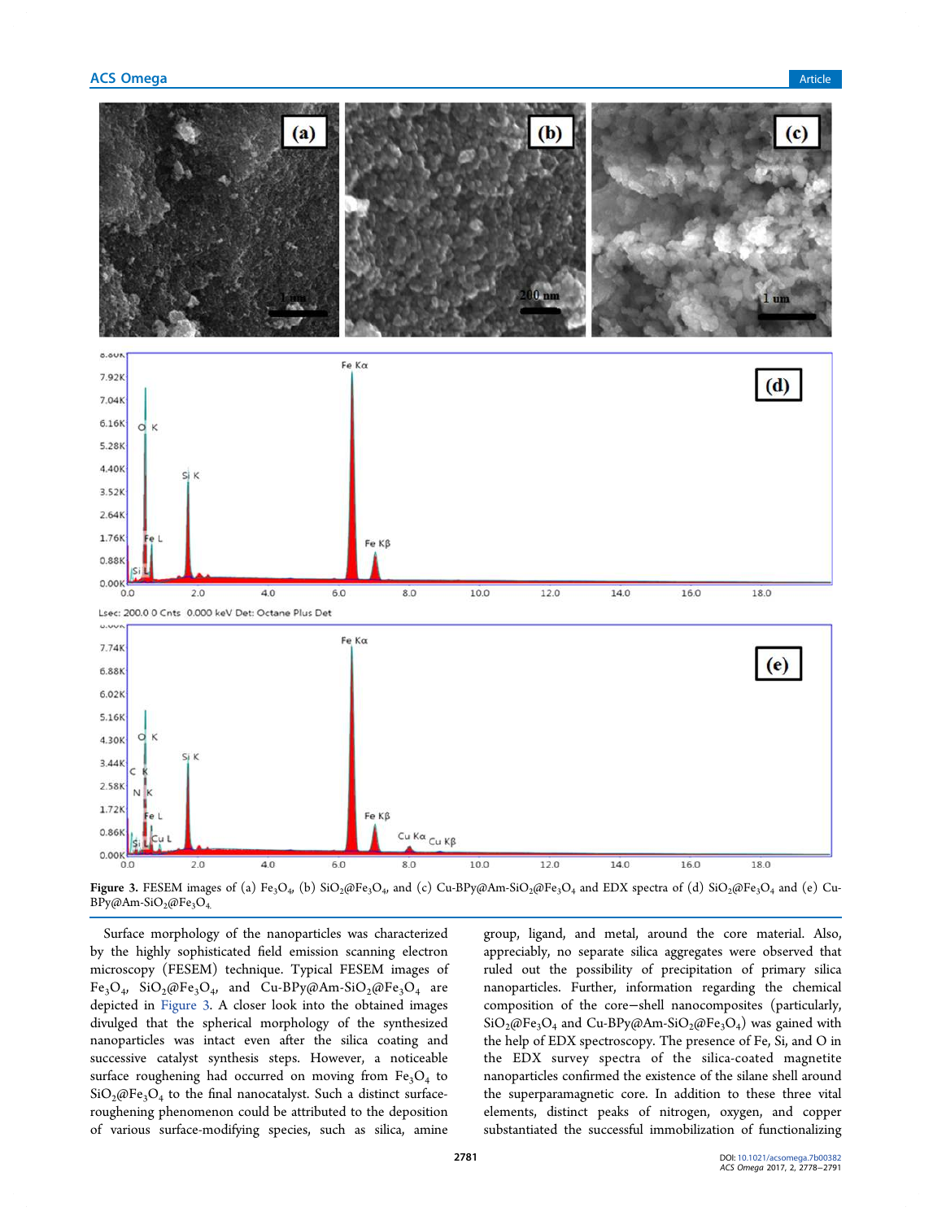Figure 3. FESEM images of (a) $Fe_3O_4$, (b) $SiO_2@Fe_3O_4$, and (c) Cu-BPy@Am-$SiO_2@Fe_3O_4$ and EDX spectra of (d) $SiO_2@Fe_3O_4$ and (e) Cu-BPy@Am-$SiO_2@Fe_3O_4$.

Surface morphology of the nanoparticles was characterized by the highly sophisticated field emission scanning electron microscopy (FESEM) technique. Typical FESEM images of $Fe_3O_4$, $SiO_2@Fe_3O_4$, and Cu-BPy@Am-$SiO_2@Fe_3O_4$ are depicted in Figure 3. A closer look into the obtained images divulged that the spherical morphology of the synthesized nanoparticles was intact even after the silica coating and successive catalyst synthesis steps. However, a noticeable surface roughening had occurred on moving from $Fe_3O_4$ to $SiO_2@Fe_3O_4$ to the final nanocatalyst. Such a distinct surface-roughening phenomenon could be attributed to the deposition of various surface-modifying species, such as silica, amine group, ligand, and metal, around the core material. Also, appreciably, no separate silica aggregates were observed that ruled out the possibility of precipitation of primary silica nanoparticles. Further, information regarding the chemical composition of the core–shell nanocomposites (particularly, $SiO_2@Fe_3O_4$ and Cu-BPy@Am-$SiO_2@Fe_3O_4$) was gained with the help of EDX spectroscopy. The presence of Fe, Si, and O in the EDX survey spectra of the silica-coated magnetite nanoparticles confirmed the existence of the silane shell around the superparamagnetic core. In addition to these three vital elements, distinct peaks of nitrogen, oxygen, and copper substantiated the successful immobilization of functionalizing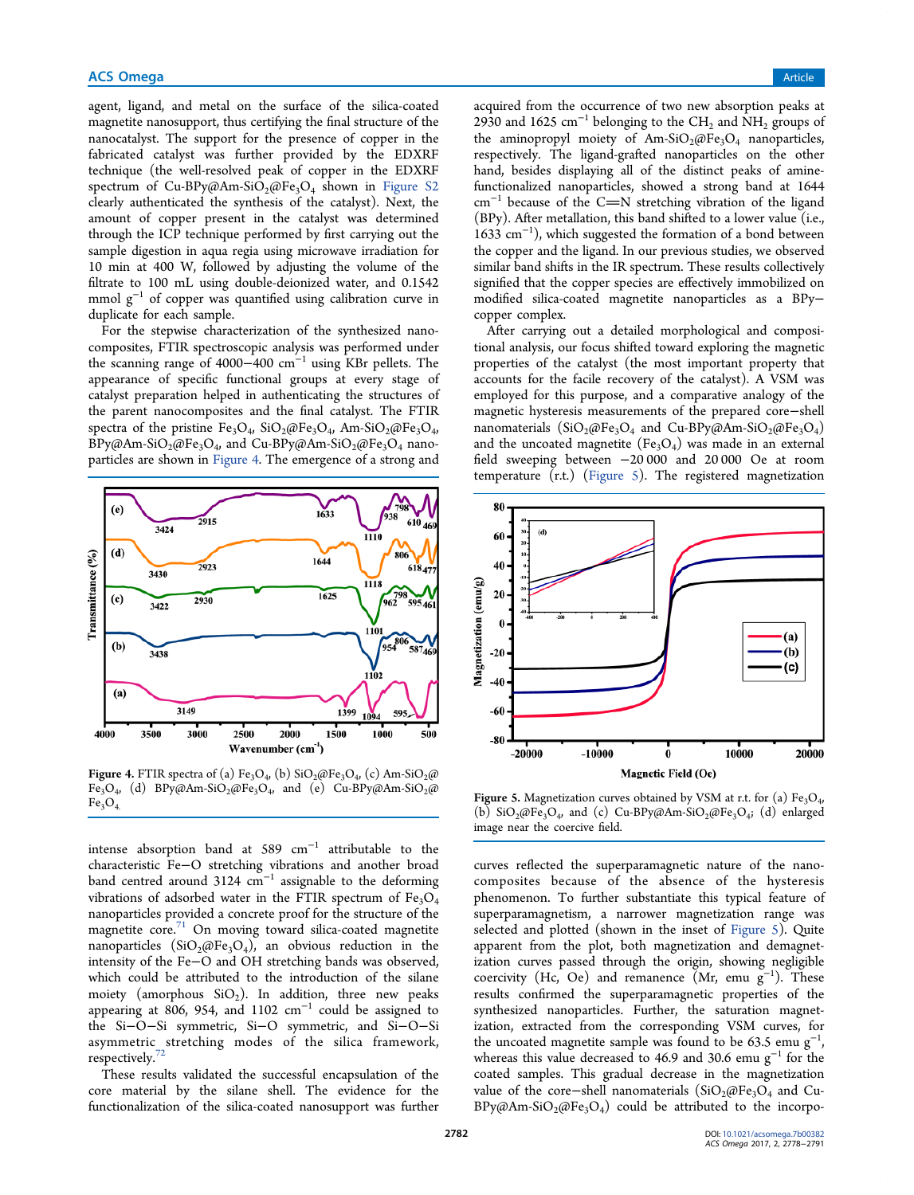agent, ligand, and metal on the surface of the silica-coated magnetite nanosupport, thus certifying the final structure of the nanocatalyst. The support for the presence of copper in the fabricated catalyst was further provided by the EDXRF technique (the well-resolved peak of copper in the EDXRF spectrum of Cu-BPy@Am-$SiO_2$@$Fe_3O_4$ shown in Figure S2 clearly authenticated the synthesis of the catalyst). Next, the amount of copper present in the catalyst was determined through the ICP technique performed by first carrying out the sample digestion in aqua regia using microwave irradiation for 10 min at 400 W, followed by adjusting the volume of the filtrate to 100 mL using double-deionized water, and 0.1542 mmol $g^{-1}$ of copper was quantified using calibration curve in duplicate for each sample.

For the stepwise characterization of the synthesized nanocomposites, FTIR spectroscopic analysis was performed under the scanning range of 4000–400 $cm^{-1}$ using KBr pellets. The appearance of specific functional groups at every stage of catalyst preparation helped in authenticating the structures of the parent nanocomposites and the final catalyst. The FTIR spectra of the pristine $Fe_3O_4$, $SiO_2$@$Fe_3O_4$, Am-$SiO_2$@$Fe_3O_4$, BPy@Am-$SiO_2$@$Fe_3O_4$, and Cu-BPy@Am-$SiO_2$@$Fe_3O_4$ nanoparticles are shown in Figure 4. The emergence of a strong and intense absorption band at 589 $cm^{-1}$ attributable to the characteristic Fe–O stretching vibrations and another broad band centred around 3124 $cm^{-1}$ assignable to the deforming vibrations of adsorbed water in the FTIR spectrum of $Fe_3O_4$ nanoparticles provided a concrete proof for the structure of the magnetite core.[71] On moving toward silica-coated magnetite nanoparticles ($SiO_2$@$Fe_3O_4$), an obvious reduction in the intensity of the Fe–O and OH stretching bands was observed, which could be attributed to the introduction of the silane moiety (amorphous $SiO_2$). In addition, three new peaks appearing at 806, 954, and 1102 $cm^{-1}$ could be assigned to the Si–O–Si symmetric, Si–O symmetric, and Si–O–Si asymmetric stretching modes of the silica framework, respectively.[72]

Figure 4. FTIR spectra of (a) $Fe_3O_4$, (b) $SiO_2$@$Fe_3O_4$, (c) Am-$SiO_2$@$Fe_3O_4$, (d) BPy@Am-$SiO_2$@$Fe_3O_4$, and (e) Cu-BPy@Am-$SiO_2$@$Fe_3O_4$.

These results validated the successful encapsulation of the core material by the silane shell. The evidence for the functionalization of the silica-coated nanosupport was further acquired from the occurrence of two new absorption peaks at 2930 and 1625 $cm^{-1}$ belonging to the $CH_2$ and $NH_2$ groups of the aminopropyl moiety of Am-$SiO_2$@$Fe_3O_4$ nanoparticles, respectively. The ligand-grafted nanoparticles on the other hand, besides displaying all of the distinct peaks of amine-functionalized nanoparticles, showed a strong band at 1644 $cm^{-1}$ because of the C=N stretching vibration of the ligand (BPy). After metallation, this band shifted to a lower value (i.e., 1633 $cm^{-1}$), which suggested the formation of a bond between the copper and the ligand. In our previous studies, we observed similar band shifts in the IR spectrum. These results collectively signified that the copper species are effectively immobilized on modified silica-coated magnetite nanoparticles as a BPy–copper complex.

After carrying out a detailed morphological and compositional analysis, our focus shifted toward exploring the magnetic properties of the catalyst (the most important property that accounts for the facile recovery of the catalyst). A VSM was employed for this purpose, and a comparative analogy of the magnetic hysteresis measurements of the prepared core–shell nanomaterials ($SiO_2$@$Fe_3O_4$ and Cu-BPy@Am-$SiO_2$@$Fe_3O_4$) and the uncoated magnetite ($Fe_3O_4$) was made in an external field sweeping between −20 000 and 20 000 Oe at room temperature (r.t.) (Figure 5). The registered magnetization curves reflected the superparamagnetic nature of the nanocomposites because of the absence of the hysteresis phenomenon. To further substantiate this typical feature of superparamagnetism, a narrower magnetization range was selected and plotted (shown in the inset of Figure 5). Quite apparent from the plot, both magnetization and demagnetization curves passed through the origin, showing negligible coercivity (Hc, Oe) and remanence (Mr, emu $g^{-1}$). These results confirmed the superparamagnetic properties of the synthesized nanoparticles. Further, the saturation magnetization, extracted from the corresponding VSM curves, for the uncoated magnetite sample was found to be 63.5 emu $g^{-1}$, whereas this value decreased to 46.9 and 30.6 emu $g^{-1}$ for the coated samples. This gradual decrease in the magnetization value of the core–shell nanomaterials ($SiO_2$@$Fe_3O_4$ and Cu-BPy@Am-$SiO_2$@$Fe_3O_4$) could be attributed to the incorpo-

Figure 5. Magnetization curves obtained by VSM at r.t. for (a) $Fe_3O_4$, (b) $SiO_2$@$Fe_3O_4$, and (c) Cu-BPy@Am-$SiO_2$@$Fe_3O_4$; (d) enlarged image near the coercive field.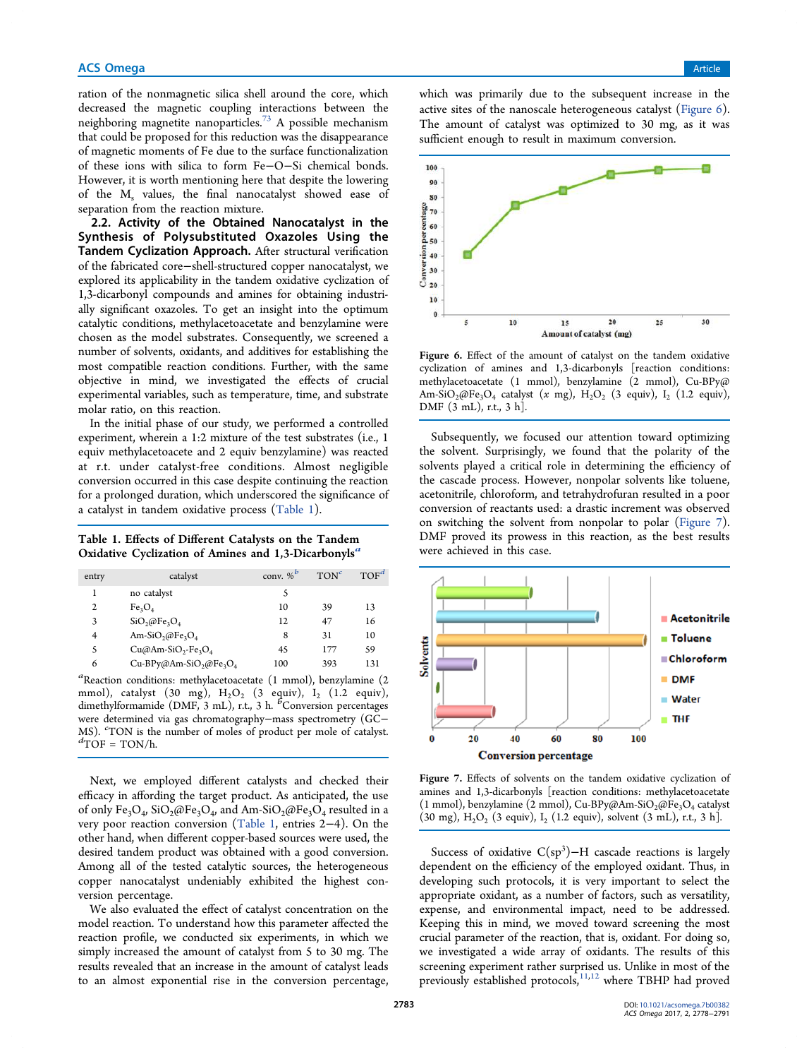ration of the nonmagnetic silica shell around the core, which decreased the magnetic coupling interactions between the neighboring magnetite nanoparticles.[73] A possible mechanism that could be proposed for this reduction was the disappearance of magnetic moments of Fe due to the surface functionalization of these ions with silica to form Fe−O−Si chemical bonds. However, it is worth mentioning here that despite the lowering of the $M_s$ values, the final nanocatalyst showed ease of separation from the reaction mixture.

### 2.2. Activity of the Obtained Nanocatalyst in the Synthesis of Polysubstituted Oxazoles Using the Tandem Cyclization Approach.

After structural verification of the fabricated core−shell-structured copper nanocatalyst, we explored its applicability in the tandem oxidative cyclization of 1,3-dicarbonyl compounds and amines for obtaining industrially significant oxazoles. To get an insight into the optimum catalytic conditions, methylacetoacetate and benzylamine were chosen as the model substrates. Consequently, we screened a number of solvents, oxidants, and additives for establishing the most compatible reaction conditions. Further, with the same objective in mind, we investigated the effects of crucial experimental variables, such as temperature, time, and substrate molar ratio, on this reaction.

In the initial phase of our study, we performed a controlled experiment, wherein a 1:2 mixture of the test substrates (i.e., 1 equiv methylacetoacete and 2 equiv benzylamine) was reacted at r.t. under catalyst-free conditions. Almost negligible conversion occurred in this case despite continuing the reaction for a prolonged duration, which underscored the significance of a catalyst in tandem oxidative process (Table 1).

**Table 1. Effects of Different Catalysts on the Tandem Oxidative Cyclization of Amines and 1,3-Dicarbonyls**[a]

| entry | catalyst | conv. %[b] | TON[c] | TOF[d] |
|---|---|---|---|---|
| 1 | no catalyst | 5 | | |
| 2 | $Fe_3O_4$ | 10 | 39 | 13 |
| 3 | $SiO_2@Fe_3O_4$ | 12 | 47 | 16 |
| 4 | $Am\text{-}SiO_2@Fe_3O_4$ | 8 | 31 | 10 |
| 5 | $Cu@Am\text{-}SiO_2\text{-}Fe_3O_4$ | 45 | 177 | 59 |
| 6 | $Cu\text{-}BPy@Am\text{-}SiO_2@Fe_3O_4$ | 100 | 393 | 131 |

[a]Reaction conditions: methylacetoacetate (1 mmol), benzylamine (2 mmol), catalyst (30 mg), $H_2O_2$ (3 equiv), $I_2$ (1.2 equiv), dimethylformamide (DMF, 3 mL), r.t., 3 h. [b]Conversion percentages were determined via gas chromatography−mass spectrometry (GC−MS). [c]TON is the number of moles of product per mole of catalyst. [d]TOF = TON/h.

Next, we employed different catalysts and checked their efficacy in affording the target product. As anticipated, the use of only $Fe_3O_4$, $SiO_2@Fe_3O_4$, and $Am\text{-}SiO_2@Fe_3O_4$ resulted in a very poor reaction conversion (Table 1, entries 2−4). On the other hand, when different copper-based sources were used, the desired tandem product was obtained with a good conversion. Among all of the tested catalytic sources, the heterogeneous copper nanocatalyst undeniably exhibited the highest conversion percentage.

We also evaluated the effect of catalyst concentration on the model reaction. To understand how this parameter affected the reaction profile, we conducted six experiments, in which we simply increased the amount of catalyst from 5 to 30 mg. The results revealed that an increase in the amount of catalyst leads to an almost exponential rise in the conversion percentage, which was primarily due to the subsequent increase in the active sites of the nanoscale heterogeneous catalyst (Figure 6). The amount of catalyst was optimized to 30 mg, as it was sufficient enough to result in maximum conversion.

Figure 6. Effect of the amount of catalyst on the tandem oxidative cyclization of amines and 1,3-dicarbonyls [reaction conditions: methylacetoacetate (1 mmol), benzylamine (2 mmol), $Cu\text{-}BPy@Am\text{-}SiO_2@Fe_3O_4$ catalyst (x mg), $H_2O_2$ (3 equiv), $I_2$ (1.2 equiv), DMF (3 mL), r.t., 3 h].

Subsequently, we focused our attention toward optimizing the solvent. Surprisingly, we found that the polarity of the solvents played a critical role in determining the efficiency of the cascade process. However, nonpolar solvents like toluene, acetonitrile, chloroform, and tetrahydrofuran resulted in a poor conversion of reactants used: a drastic increment was observed on switching the solvent from nonpolar to polar (Figure 7). DMF proved its prowess in this reaction, as the best results were achieved in this case.

Figure 7. Effects of solvents on the tandem oxidative cyclization of amines and 1,3-dicarbonyls [reaction conditions: methylacetoacetate (1 mmol), benzylamine (2 mmol), $Cu\text{-}BPy@Am\text{-}SiO_2@Fe_3O_4$ catalyst (30 mg), $H_2O_2$ (3 equiv), $I_2$ (1.2 equiv), solvent (3 mL), r.t., 3 h].

Success of oxidative $C(sp^3)$−H cascade reactions is largely dependent on the efficiency of the employed oxidant. Thus, in developing such protocols, it is very important to select the appropriate oxidant, as a number of factors, such as versatility, expense, and environmental impact, need to be addressed. Keeping this in mind, we moved toward screening the most crucial parameter of the reaction, that is, oxidant. For doing so, we investigated a wide array of oxidants. The results of this screening experiment rather surprised us. Unlike in most of the previously established protocols,[11,12] where TBHP had proved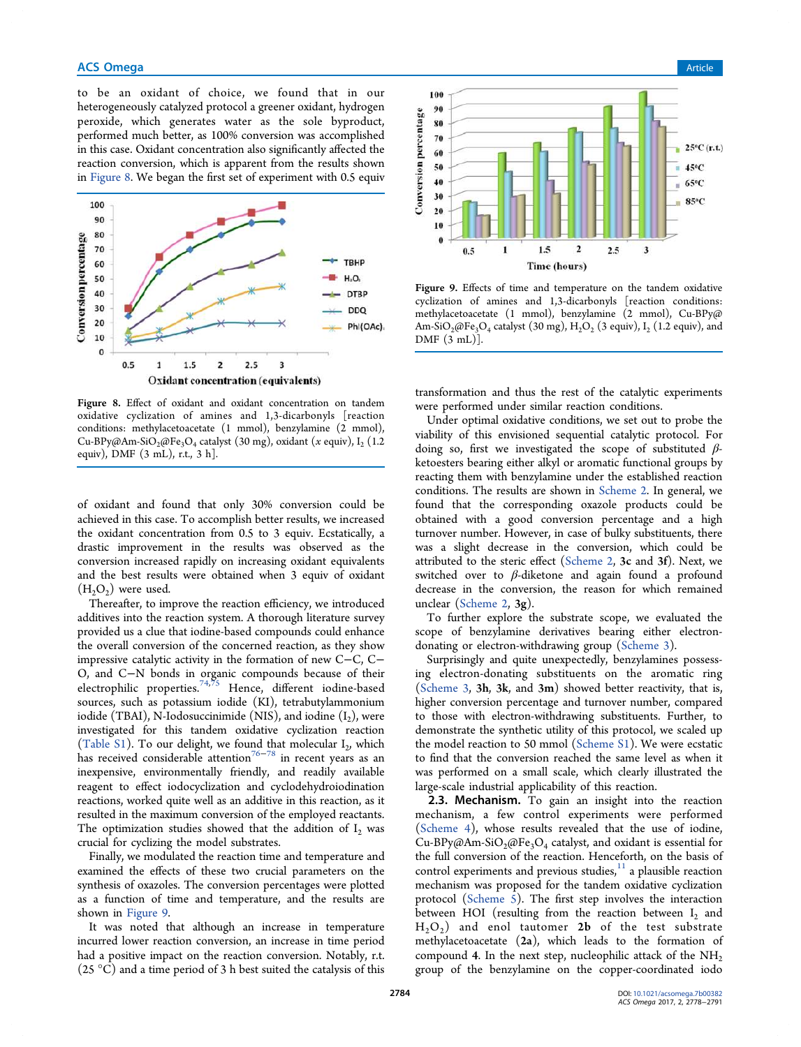to be an oxidant of choice, we found that in our heterogeneously catalyzed protocol a greener oxidant, hydrogen peroxide, which generates water as the sole byproduct, performed much better, as 100% conversion was accomplished in this case. Oxidant concentration also significantly affected the reaction conversion, which is apparent from the results shown in Figure 8. We began the first set of experiment with 0.5 equiv of oxidant and found that only 30% conversion could be achieved in this case. To accomplish better results, we increased the oxidant concentration from 0.5 to 3 equiv. Ecstatically, a drastic improvement in the results was observed as the conversion increased rapidly on increasing oxidant equivalents and the best results were obtained when 3 equiv of oxidant ($H_2O_2$) were used.

Figure 8. Effect of oxidant and oxidant concentration on tandem oxidative cyclization of amines and 1,3-dicarbonyls [reaction conditions: methylacetoacetate (1 mmol), benzylamine (2 mmol), Cu-BPy@Am-$SiO_2$@$Fe_3O_4$ catalyst (30 mg), oxidant (*x* equiv), $I_2$ (1.2 equiv), DMF (3 mL), r.t., 3 h].

Thereafter, to improve the reaction efficiency, we introduced additives into the reaction system. A thorough literature survey provided us a clue that iodine-based compounds could enhance the overall conversion of the concerned reaction, as they show impressive catalytic activity in the formation of new C−C, C−O, and C−N bonds in organic compounds because of their electrophilic properties.[74,75] Hence, different iodine-based sources, such as potassium iodide (KI), tetrabutylammonium iodide (TBAI), N-Iodosuccinimide (NIS), and iodine ($I_2$), were investigated for this tandem oxidative cyclization reaction (Table S1). To our delight, we found that molecular $I_2$, which has received considerable attention[76−78] in recent years as an inexpensive, environmentally friendly, and readily available reagent to effect iodocyclization and cyclodehydroiodination reactions, worked quite well as an additive in this reaction, as it resulted in the maximum conversion of the employed reactants. The optimization studies showed that the addition of $I_2$ was crucial for cyclizing the model substrates.

Finally, we modulated the reaction time and temperature and examined the effects of these two crucial parameters on the synthesis of oxazoles. The conversion percentages were plotted as a function of time and temperature, and the results are shown in Figure 9.

It was noted that although an increase in temperature incurred lower reaction conversion, an increase in time period had a positive impact on the reaction conversion. Notably, r.t. (25 °C) and a time period of 3 h best suited the catalysis of this transformation and thus the rest of the catalytic experiments were performed under similar reaction conditions.

Figure 9. Effects of time and temperature on the tandem oxidative cyclization of amines and 1,3-dicarbonyls [reaction conditions: methylacetoacetate (1 mmol), benzylamine (2 mmol), Cu-BPy@Am-$SiO_2$@$Fe_3O_4$ catalyst (30 mg), $H_2O_2$ (3 equiv), $I_2$ (1.2 equiv), and DMF (3 mL)].

Under optimal oxidative conditions, we set out to probe the viability of this envisioned sequential catalytic protocol. For doing so, first we investigated the scope of substituted β-ketoesters bearing either alkyl or aromatic functional groups by reacting them with benzylamine under the established reaction conditions. The results are shown in Scheme 2. In general, we found that the corresponding oxazole products could be obtained with a good conversion percentage and a high turnover number. However, in case of bulky substituents, there was a slight decrease in the conversion, which could be attributed to the steric effect (Scheme 2, **3c** and **3f**). Next, we switched over to β-diketone and again found a profound decrease in the conversion, the reason for which remained unclear (Scheme 2, **3g**).

To further explore the substrate scope, we evaluated the scope of benzylamine derivatives bearing either electron-donating or electron-withdrawing group (Scheme 3).

Surprisingly and quite unexpectedly, benzylamines possessing electron-donating substituents on the aromatic ring (Scheme 3, **3h**, **3k**, and **3m**) showed better reactivity, that is, higher conversion percentage and turnover number, compared to those with electron-withdrawing substituents. Further, to demonstrate the synthetic utility of this protocol, we scaled up the model reaction to 50 mmol (Scheme S1). We were ecstatic to find that the conversion reached the same level as when it was performed on a small scale, which clearly illustrated the large-scale industrial applicability of this reaction.

### 2.3. Mechanism.

To gain an insight into the reaction mechanism, a few control experiments were performed (Scheme 4), whose results revealed that the use of iodine, Cu-BPy@Am-$SiO_2$@$Fe_3O_4$ catalyst, and oxidant is essential for the full conversion of the reaction. Henceforth, on the basis of control experiments and previous studies,[11] a plausible reaction mechanism was proposed for the tandem oxidative cyclization protocol (Scheme 5). The first step involves the interaction between HOI (resulting from the reaction between $I_2$ and $H_2O_2$) and enol tautomer **2b** of the test substrate methylacetoacetate (**2a**), which leads to the formation of compound **4**. In the next step, nucleophilic attack of the $NH_2$ group of the benzylamine on the copper-coordinated iodo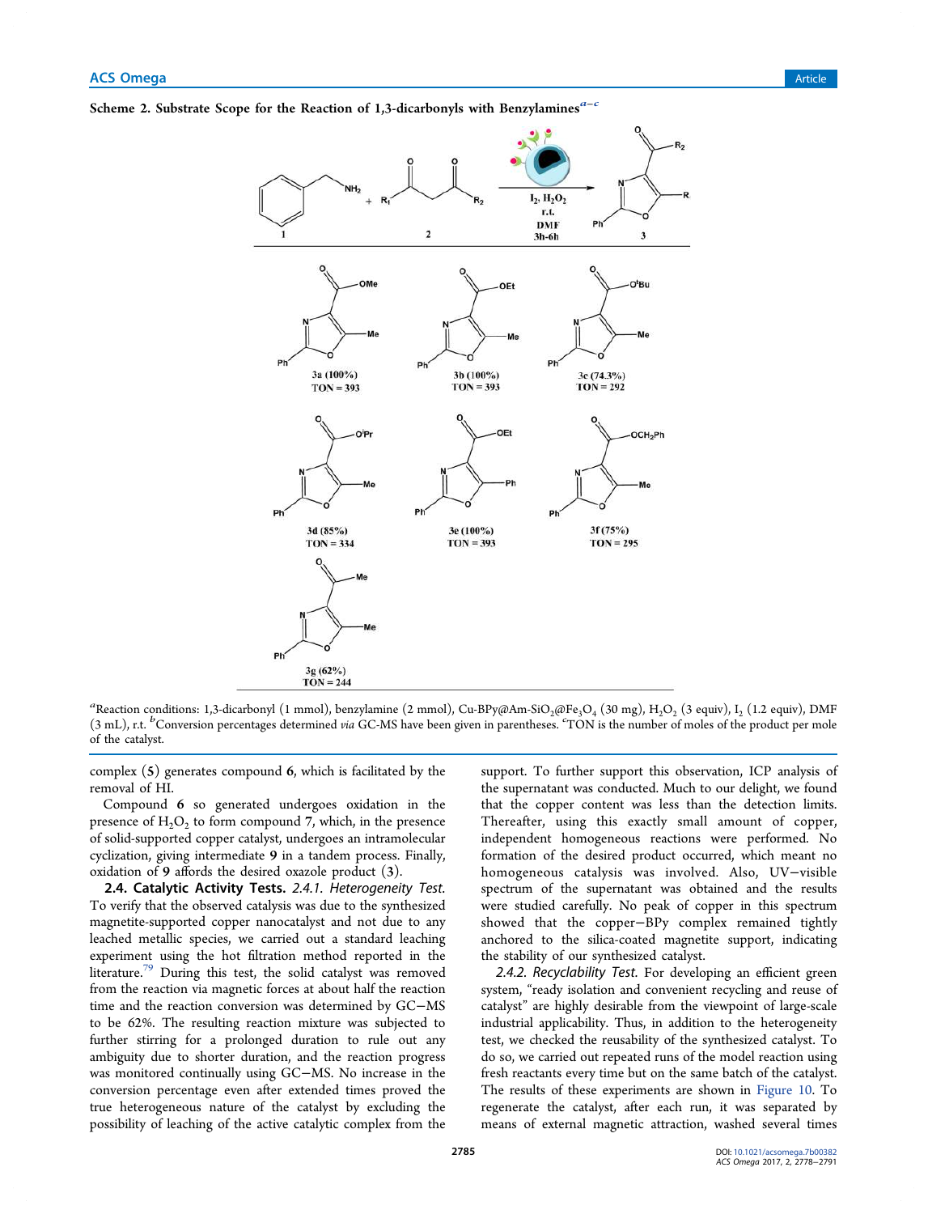**Scheme 2. Substrate Scope for the Reaction of 1,3-dicarbonyls with Benzylamines[a−c]**

[a]Reaction conditions: 1,3-dicarbonyl (1 mmol), benzylamine (2 mmol), Cu-BPy@Am-$SiO_2$@$Fe_3O_4$ (30 mg), $H_2O_2$ (3 equiv), $I_2$ (1.2 equiv), DMF (3 mL), r.t. [b]Conversion percentages determined *via* GC-MS have been given in parentheses. [c]TON is the number of moles of the product per mole of the catalyst.

complex (**5**) generates compound **6**, which is facilitated by the removal of HI.

Compound **6** so generated undergoes oxidation in the presence of $H_2O_2$ to form compound **7**, which, in the presence of solid-supported copper catalyst, undergoes an intramolecular cyclization, giving intermediate **9** in a tandem process. Finally, oxidation of **9** affords the desired oxazole product (**3**).

### 2.4. Catalytic Activity Tests.

*2.4.1. Heterogeneity Test.* To verify that the observed catalysis was due to the synthesized magnetite-supported copper nanocatalyst and not due to any leached metallic species, we carried out a standard leaching experiment using the hot filtration method reported in the literature.[79] During this test, the solid catalyst was removed from the reaction via magnetic forces at about half the reaction time and the reaction conversion was determined by GC−MS to be 62%. The resulting reaction mixture was subjected to further stirring for a prolonged duration to rule out any ambiguity due to shorter duration, and the reaction progress was monitored continually using GC−MS. No increase in the conversion percentage even after extended times proved the true heterogeneous nature of the catalyst by excluding the possibility of leaching of the active catalytic complex from the support. To further support this observation, ICP analysis of the supernatant was conducted. Much to our delight, we found that the copper content was less than the detection limits. Thereafter, using this exactly small amount of copper, independent homogeneous reactions were performed. No formation of the desired product occurred, which meant no homogeneous catalysis was involved. Also, UV−visible spectrum of the supernatant was obtained and the results were studied carefully. No peak of copper in this spectrum showed that the copper−BPy complex remained tightly anchored to the silica-coated magnetite support, indicating the stability of our synthesized catalyst.

*2.4.2. Recyclability Test.* For developing an efficient green system, "ready isolation and convenient recycling and reuse of catalyst" are highly desirable from the viewpoint of large-scale industrial applicability. Thus, in addition to the heterogeneity test, we checked the reusability of the synthesized catalyst. To do so, we carried out repeated runs of the model reaction using fresh reactants every time but on the same batch of the catalyst. The results of these experiments are shown in Figure 10. To regenerate the catalyst, after each run, it was separated by means of external magnetic attraction, washed several times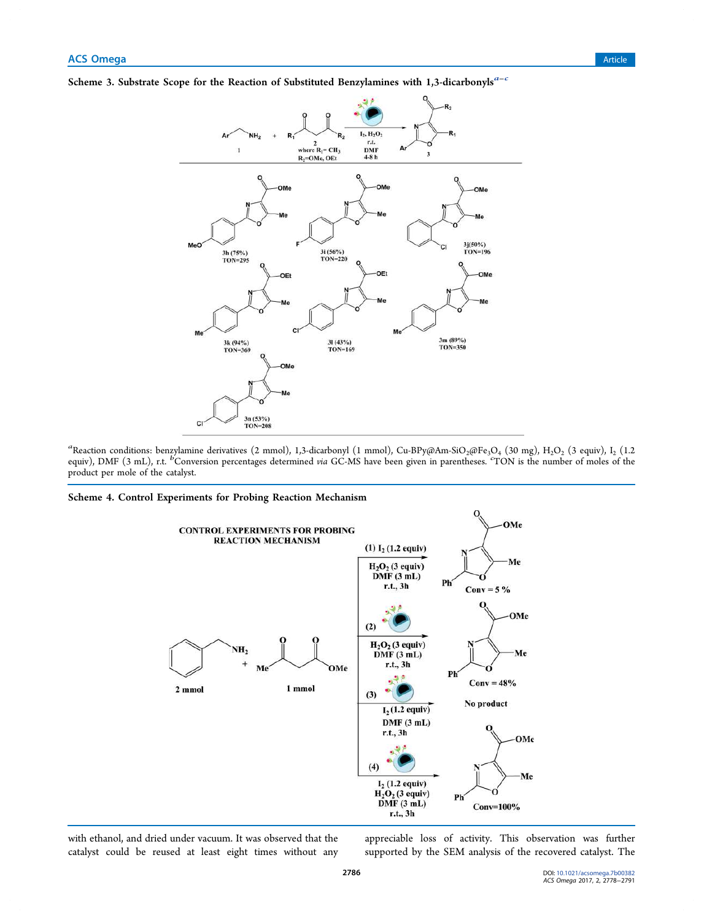**Scheme 3. Substrate Scope for the Reaction of Substituted Benzylamines with 1,3-dicarbonyls[a–c]**

[a]Reaction conditions: benzylamine derivatives (2 mmol), 1,3-dicarbonyl (1 mmol), Cu-BPy@Am-$SiO_2$@$Fe_3O_4$ (30 mg), $H_2O_2$ (3 equiv), $I_2$ (1.2 equiv), DMF (3 mL), r.t. [b]Conversion percentages determined *via* GC-MS have been given in parentheses. [c]TON is the number of moles of the product per mole of the catalyst.

**Scheme 4. Control Experiments for Probing Reaction Mechanism**

with ethanol, and dried under vacuum. It was observed that the catalyst could be reused at least eight times without any appreciable loss of activity. This observation was further supported by the SEM analysis of the recovered catalyst. The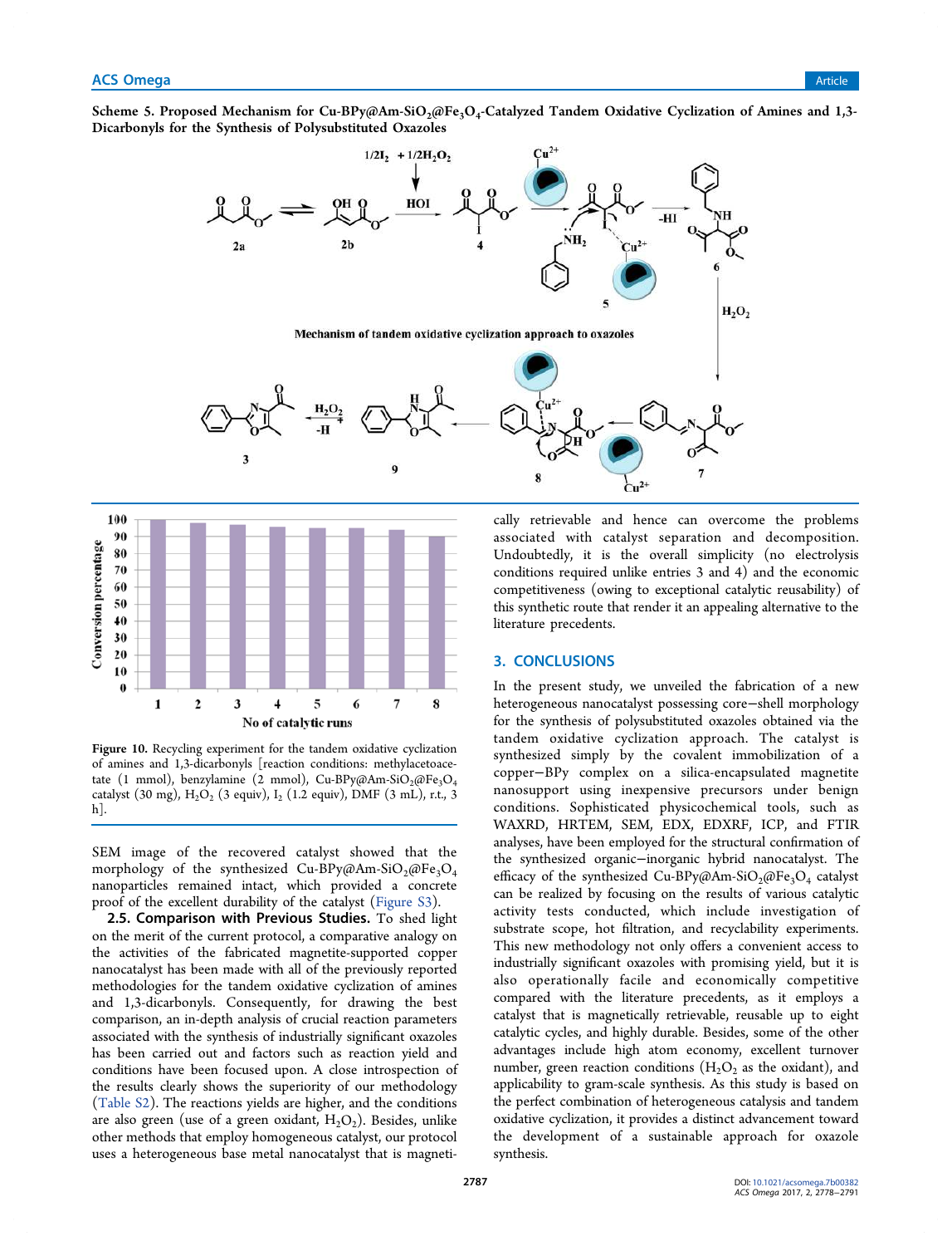**Scheme 5. Proposed Mechanism for Cu-BPy@Am-$SiO_2$@$Fe_3O_4$-Catalyzed Tandem Oxidative Cyclization of Amines and 1,3-Dicarbonyls for the Synthesis of Polysubstituted Oxazoles**

Figure 10. Recycling experiment for the tandem oxidative cyclization of amines and 1,3-dicarbonyls [reaction conditions: methylacetoacetate (1 mmol), benzylamine (2 mmol), Cu-BPy@Am-$SiO_2$@$Fe_3O_4$ catalyst (30 mg), $H_2O_2$ (3 equiv), $I_2$ (1.2 equiv), DMF (3 mL), r.t., 3 h].

SEM image of the recovered catalyst showed that the morphology of the synthesized Cu-BPy@Am-$SiO_2$@$Fe_3O_4$ nanoparticles remained intact, which provided a concrete proof of the excellent durability of the catalyst (Figure S3).

### 2.5. Comparison with Previous Studies.

To shed light on the merit of the current protocol, a comparative analogy on the activities of the fabricated magnetite-supported copper nanocatalyst has been made with all of the previously reported methodologies for the tandem oxidative cyclization of amines and 1,3-dicarbonyls. Consequently, for drawing the best comparison, an in-depth analysis of crucial reaction parameters associated with the synthesis of industrially significant oxazoles has been carried out and factors such as reaction yield and conditions have been focused upon. A close introspection of the results clearly shows the superiority of our methodology (Table S2). The reactions yields are higher, and the conditions are also green (use of a green oxidant, $H_2O_2$). Besides, unlike other methods that employ homogeneous catalyst, our protocol uses a heterogeneous base metal nanocatalyst that is magnetically retrievable and hence can overcome the problems associated with catalyst separation and decomposition. Undoubtedly, it is the overall simplicity (no electrolysis conditions required unlike entries 3 and 4) and the economic competitiveness (owing to exceptional catalytic reusability) of this synthetic route that render it an appealing alternative to the literature precedents.

## 3. CONCLUSIONS

In the present study, we unveiled the fabrication of a new heterogeneous nanocatalyst possessing core–shell morphology for the synthesis of polysubstituted oxazoles obtained via the tandem oxidative cyclization approach. The catalyst is synthesized simply by the covalent immobilization of a copper–BPy complex on a silica-encapsulated magnetite nanosupport using inexpensive precursors under benign conditions. Sophisticated physicochemical tools, such as WAXRD, HRTEM, SEM, EDX, EDXRF, ICP, and FTIR analyses, have been employed for the structural confirmation of the synthesized organic–inorganic hybrid nanocatalyst. The efficacy of the synthesized Cu-BPy@Am-$SiO_2$@$Fe_3O_4$ catalyst can be realized by focusing on the results of various catalytic activity tests conducted, which include investigation of substrate scope, hot filtration, and recyclability experiments. This new methodology not only offers a convenient access to industrially significant oxazoles with promising yield, but it is also operationally facile and economically competitive compared with the literature precedents, as it employs a catalyst that is magnetically retrievable, reusable up to eight catalytic cycles, and highly durable. Besides, some of the other advantages include high atom economy, excellent turnover number, green reaction conditions ($H_2O_2$ as the oxidant), and applicability to gram-scale synthesis. As this study is based on the perfect combination of heterogeneous catalysis and tandem oxidative cyclization, it provides a distinct advancement toward the development of a sustainable approach for oxazole synthesis.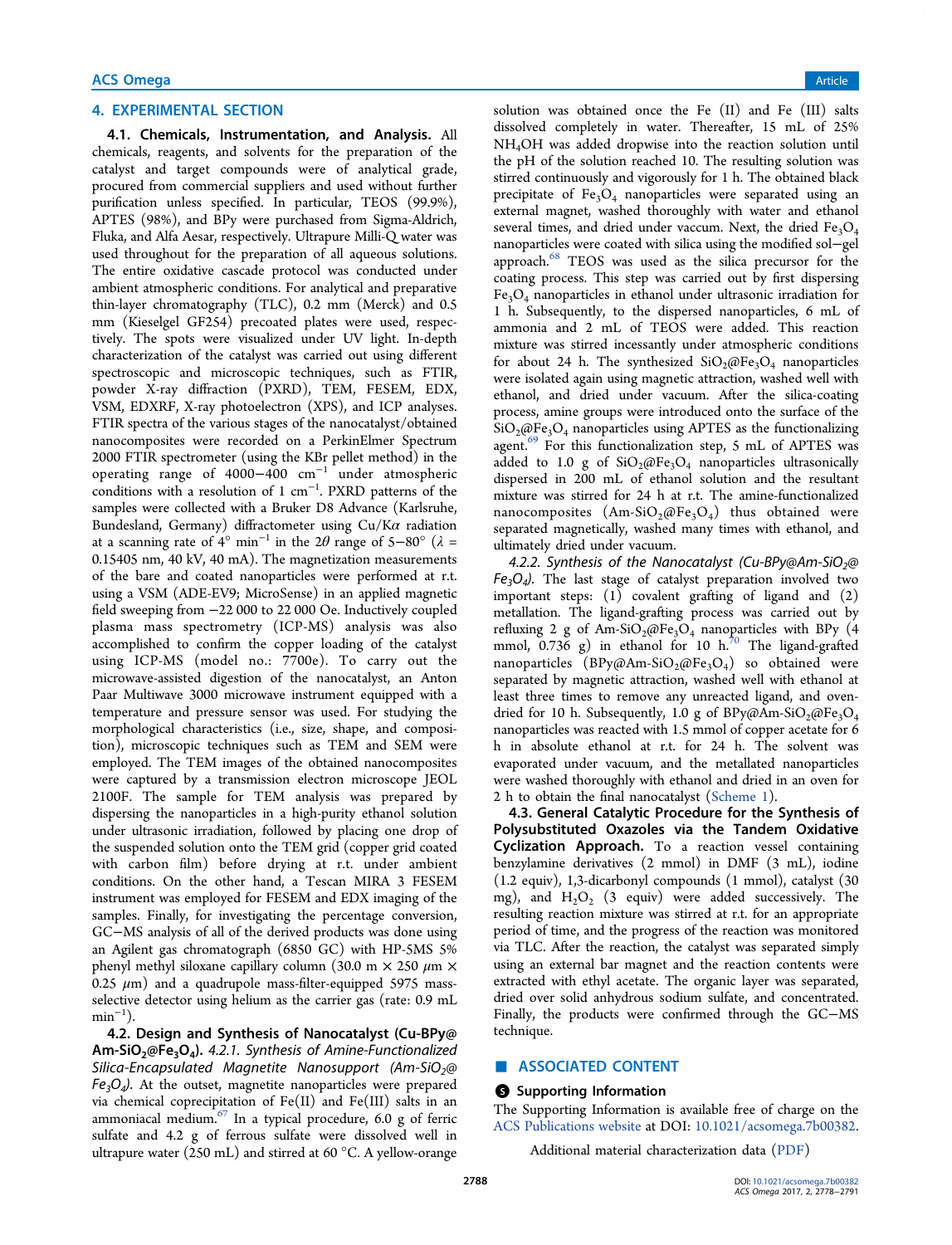## 4. EXPERIMENTAL SECTION

**4.1. Chemicals, Instrumentation, and Analysis.** All chemicals, reagents, and solvents for the preparation of the catalyst and target compounds were of analytical grade, procured from commercial suppliers and used without further purification unless specified. In particular, TEOS (99.9%), APTES (98%), and BPy were purchased from Sigma-Aldrich, Fluka, and Alfa Aesar, respectively. Ultrapure Milli-Q water was used throughout for the preparation of all aqueous solutions. The entire oxidative cascade protocol was conducted under ambient atmospheric conditions. For analytical and preparative thin-layer chromatography (TLC), 0.2 mm (Merck) and 0.5 mm (Kieselgel GF254) precoated plates were used, respectively. The spots were visualized under UV light. In-depth characterization of the catalyst was carried out using different spectroscopic and microscopic techniques, such as FTIR, powder X-ray diffraction (PXRD), TEM, FESEM, EDX, VSM, EDXRF, X-ray photoelectron (XPS), and ICP analyses. FTIR spectra of the various stages of the nanocatalyst/obtained nanocomposites were recorded on a PerkinElmer Spectrum 2000 FTIR spectrometer (using the KBr pellet method) in the operating range of 4000−400 $cm^{-1}$ under atmospheric conditions with a resolution of 1 $cm^{-1}$. PXRD patterns of the samples were collected with a Bruker D8 Advance (Karlsruhe, Bundesland, Germany) diffractometer using Cu/K$\alpha$ radiation at a scanning rate of 4° $min^{-1}$ in the $2\theta$ range of 5−80° ($\lambda$ = 0.15405 nm, 40 kV, 40 mA). The magnetization measurements of the bare and coated nanoparticles were performed at r.t. using a VSM (ADE-EV9; MicroSense) in an applied magnetic field sweeping from −22 000 to 22 000 Oe. Inductively coupled plasma mass spectrometry (ICP-MS) analysis was also accomplished to confirm the copper loading of the catalyst using ICP-MS (model no.: 7700e). To carry out the microwave-assisted digestion of the nanocatalyst, an Anton Paar Multiwave 3000 microwave instrument equipped with a temperature and pressure sensor was used. For studying the morphological characteristics (i.e., size, shape, and composition), microscopic techniques such as TEM and SEM were employed. The TEM images of the obtained nanocomposites were captured by a transmission electron microscope JEOL 2100F. The sample for TEM analysis was prepared by dispersing the nanoparticles in a high-purity ethanol solution under ultrasonic irradiation, followed by placing one drop of the suspended solution onto the TEM grid (copper grid coated with carbon film) before drying at r.t. under ambient conditions. On the other hand, a Tescan MIRA 3 FESEM instrument was employed for FESEM and EDX imaging of the samples. Finally, for investigating the percentage conversion, GC−MS analysis of all of the derived products was done using an Agilent gas chromatograph (6850 GC) with HP-5MS 5% phenyl methyl siloxane capillary column (30.0 m × 250 $\mu$m × 0.25 $\mu$m) and a quadrupole mass-filter-equipped 5975 mass-selective detector using helium as the carrier gas (rate: 0.9 mL $min^{-1}$).

**4.2. Design and Synthesis of Nanocatalyst (Cu-BPy@Am-$SiO_2$@$Fe_3O_4$).** *4.2.1. Synthesis of Amine-Functionalized Silica-Encapsulated Magnetite Nanosupport (Am-$SiO_2$@$Fe_3O_4$).* At the outset, magnetite nanoparticles were prepared via chemical coprecipitation of Fe(II) and Fe(III) salts in an ammoniacal medium.[67] In a typical procedure, 6.0 g of ferric sulfate and 4.2 g of ferrous sulfate were dissolved well in ultrapure water (250 mL) and stirred at 60 °C. A yellow-orange solution was obtained once the Fe (II) and Fe (III) salts dissolved completely in water. Thereafter, 15 mL of 25% $NH_4OH$ was added dropwise into the reaction solution until the pH of the solution reached 10. The resulting solution was stirred continuously and vigorously for 1 h. The obtained black precipitate of $Fe_3O_4$ nanoparticles were separated using an external magnet, washed thoroughly with water and ethanol several times, and dried under vaccum. Next, the dried $Fe_3O_4$ nanoparticles were coated with silica using the modified sol−gel approach.[68] TEOS was used as the silica precursor for the coating process. This step was carried out by first dispersing $Fe_3O_4$ nanoparticles in ethanol under ultrasonic irradiation for 1 h. Subsequently, to the dispersed nanoparticles, 6 mL of ammonia and 2 mL of TEOS were added. This reaction mixture was stirred incessantly under atmospheric conditions for about 24 h. The synthesized $SiO_2$@$Fe_3O_4$ nanoparticles were isolated again using magnetic attraction, washed well with ethanol, and dried under vacuum. After the silica-coating process, amine groups were introduced onto the surface of the $SiO_2$@$Fe_3O_4$ nanoparticles using APTES as the functionalizing agent.[69] For this functionalization step, 5 mL of APTES was added to 1.0 g of $SiO_2$@$Fe_3O_4$ nanoparticles ultrasonically dispersed in 200 mL of ethanol solution and the resultant mixture was stirred for 24 h at r.t. The amine-functionalized nanocomposites (Am-$SiO_2$@$Fe_3O_4$) thus obtained were separated magnetically, washed many times with ethanol, and ultimately dried under vacuum.

*4.2.2. Synthesis of the Nanocatalyst (Cu-BPy@Am-$SiO_2$@$Fe_3O_4$).* The last stage of catalyst preparation involved two important steps: (1) covalent grafting of ligand and (2) metallation. The ligand-grafting process was carried out by refluxing 2 g of Am-$SiO_2$@$Fe_3O_4$ nanoparticles with BPy (4 mmol, 0.736 g) in ethanol for 10 h.[70] The ligand-grafted nanoparticles (BPy@Am-$SiO_2$@$Fe_3O_4$) so obtained were separated by magnetic attraction, washed well with ethanol at least three times to remove any unreacted ligand, and oven-dried for 10 h. Subsequently, 1.0 g of BPy@Am-$SiO_2$@$Fe_3O_4$ nanoparticles was reacted with 1.5 mmol of copper acetate for 6 h in absolute ethanol at r.t. for 24 h. The solvent was evaporated under vacuum, and the metallated nanoparticles were washed thoroughly with ethanol and dried in an oven for 2 h to obtain the final nanocatalyst (Scheme 1).

**4.3. General Catalytic Procedure for the Synthesis of Polysubstituted Oxazoles via the Tandem Oxidative Cyclization Approach.** To a reaction vessel containing benzylamine derivatives (2 mmol) in DMF (3 mL), iodine (1.2 equiv), 1,3-dicarbonyl compounds (1 mmol), catalyst (30 mg), and $H_2O_2$ (3 equiv) were added successively. The resulting reaction mixture was stirred at r.t. for an appropriate period of time, and the progress of the reaction was monitored via TLC. After the reaction, the catalyst was separated simply using an external bar magnet and the reaction contents were extracted with ethyl acetate. The organic layer was separated, dried over solid anhydrous sodium sulfate, and concentrated. Finally, the products were confirmed through the GC−MS technique.

## ASSOCIATED CONTENT

### Supporting Information

The Supporting Information is available free of charge on the ACS Publications website at DOI: 10.1021/acsomega.7b00382.

Additional material characterization data (PDF)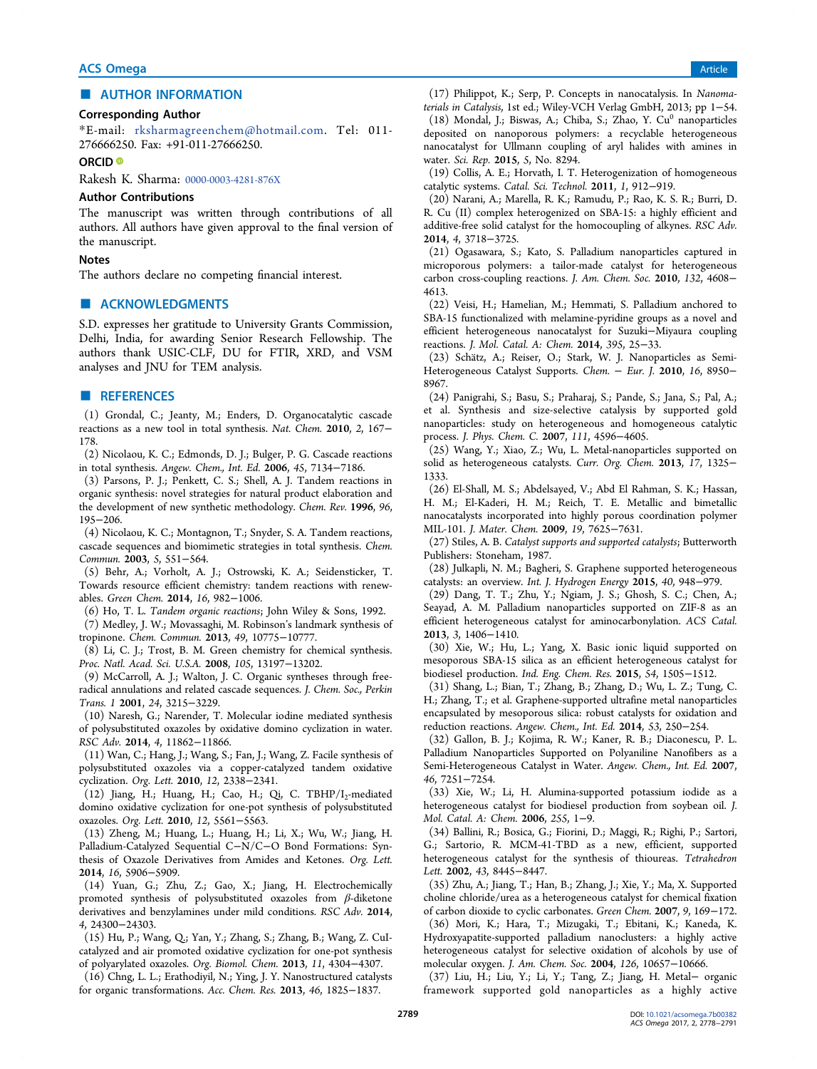## AUTHOR INFORMATION

### Corresponding Author

*E-mail: rksharmagreenchem@hotmail.com. Tel: 011-276666250. Fax: +91-011-27666250.

### ORCID

Rakesh K. Sharma: 0000-0003-4281-876X

### Author Contributions

The manuscript was written through contributions of all authors. All authors have given approval to the final version of the manuscript.

### Notes

The authors declare no competing financial interest.

## ACKNOWLEDGMENTS

S.D. expresses her gratitude to University Grants Commission, Delhi, India, for awarding Senior Research Fellowship. The authors thank USIC-CLF, DU for FTIR, XRD, and VSM analyses and JNU for TEM analysis.

## REFERENCES

(1) Grondal, C.; Jeanty, M.; Enders, D. Organocatalytic cascade reactions as a new tool in total synthesis. *Nat. Chem.* **2010**, *2*, 167–178.

(2) Nicolaou, K. C.; Edmonds, D. J.; Bulger, P. G. Cascade reactions in total synthesis. *Angew. Chem., Int. Ed.* **2006**, *45*, 7134–7186.

(3) Parsons, P. J.; Penkett, C. S.; Shell, A. J. Tandem reactions in organic synthesis: novel strategies for natural product elaboration and the development of new synthetic methodology. *Chem. Rev.* **1996**, *96*, 195–206.

(4) Nicolaou, K. C.; Montagnon, T.; Snyder, S. A. Tandem reactions, cascade sequences and biomimetic strategies in total synthesis. *Chem. Commun.* **2003**, *5*, 551–564.

(5) Behr, A.; Vorholt, A. J.; Ostrowski, K. A.; Seidensticker, T. Towards resource efficient chemistry: tandem reactions with renewables. *Green Chem.* **2014**, *16*, 982–1006.

(6) Ho, T. L. *Tandem organic reactions*; John Wiley & Sons, 1992.

(7) Medley, J. W.; Movassaghi, M. Robinson's landmark synthesis of tropinone. *Chem. Commun.* **2013**, *49*, 10775–10777.

(8) Li, C. J.; Trost, B. M. Green chemistry for chemical synthesis. *Proc. Natl. Acad. Sci. U.S.A.* **2008**, *105*, 13197–13202.

(9) McCarroll, A. J.; Walton, J. C. Organic syntheses through free-radical annulations and related cascade sequences. *J. Chem. Soc., Perkin Trans. 1* **2001**, *24*, 3215–3229.

(10) Naresh, G.; Narender, T. Molecular iodine mediated synthesis of polysubstituted oxazoles by oxidative domino cyclization in water. *RSC Adv.* **2014**, *4*, 11862–11866.

(11) Wan, C.; Hang, J.; Wang, S.; Fan, J.; Wang, Z. Facile synthesis of polysubstituted oxazoles via a copper-catalyzed tandem oxidative cyclization. *Org. Lett.* **2010**, *12*, 2338–2341.

(12) Jiang, H.; Huang, H.; Cao, H.; Qi, C. TBHP/$I_2$-mediated domino oxidative cyclization for one-pot synthesis of polysubstituted oxazoles. *Org. Lett.* **2010**, *12*, 5561–5563.

(13) Zheng, M.; Huang, L.; Huang, H.; Li, X.; Wu, W.; Jiang, H. Palladium-Catalyzed Sequential C–N/C–O Bond Formations: Synthesis of Oxazole Derivatives from Amides and Ketones. *Org. Lett.* **2014**, *16*, 5906–5909.

(14) Yuan, G.; Zhu, Z.; Gao, X.; Jiang, H. Electrochemically promoted synthesis of polysubstituted oxazoles from β-diketone derivatives and benzylamines under mild conditions. *RSC Adv.* **2014**, *4*, 24300–24303.

(15) Hu, P.; Wang, Q.; Yan, Y.; Zhang, S.; Zhang, B.; Wang, Z. CuI-catalyzed and air promoted oxidative cyclization for one-pot synthesis of polyarylated oxazoles. *Org. Biomol. Chem.* **2013**, *11*, 4304–4307.

(16) Chng, L. L.; Erathodiyil, N.; Ying, J. Y. Nanostructured catalysts for organic transformations. *Acc. Chem. Res.* **2013**, *46*, 1825–1837.

(17) Philippot, K.; Serp, P. Concepts in nanocatalysis. In *Nanomaterials in Catalysis*, 1st ed.; Wiley-VCH Verlag GmbH, 2013; pp 1–54.

(18) Mondal, J.; Biswas, A.; Chiba, S.; Zhao, Y. $Cu^0$ nanoparticles deposited on nanoporous polymers: a recyclable heterogeneous nanocatalyst for Ullmann coupling of aryl halides with amines in water. *Sci. Rep.* **2015**, *5*, No. 8294.

(19) Collis, A. E.; Horvath, I. T. Heterogenization of homogeneous catalytic systems. *Catal. Sci. Technol.* **2011**, *1*, 912–919.

(20) Narani, A.; Marella, R. K.; Ramudu, P.; Rao, K. S. R.; Burri, D. R. Cu (II) complex heterogenized on SBA-15: a highly efficient and additive-free solid catalyst for the homocoupling of alkynes. *RSC Adv.* **2014**, *4*, 3718–3725.

(21) Ogasawara, S.; Kato, S. Palladium nanoparticles captured in microporous polymers: a tailor-made catalyst for heterogeneous carbon cross-coupling reactions. *J. Am. Chem. Soc.* **2010**, *132*, 4608–4613.

(22) Veisi, H.; Hamelian, M.; Hemmati, S. Palladium anchored to SBA-15 functionalized with melamine-pyridine groups as a novel and efficient heterogeneous nanocatalyst for Suzuki–Miyaura coupling reactions. *J. Mol. Catal. A: Chem.* **2014**, *395*, 25–33.

(23) Schätz, A.; Reiser, O.; Stark, W. J. Nanoparticles as Semi-Heterogeneous Catalyst Supports. *Chem. – Eur. J.* **2010**, *16*, 8950–8967.

(24) Panigrahi, S.; Basu, S.; Praharaj, S.; Pande, S.; Jana, S.; Pal, A.; et al. Synthesis and size-selective catalysis by supported gold nanoparticles: study on heterogeneous and homogeneous catalytic process. *J. Phys. Chem. C.* **2007**, *111*, 4596–4605.

(25) Wang, Y.; Xiao, Z.; Wu, L. Metal-nanoparticles supported on solid as heterogeneous catalysts. *Curr. Org. Chem.* **2013**, *17*, 1325–1333.

(26) El-Shall, M. S.; Abdelsayed, V.; Abd El Rahman, S. K.; Hassan, H. M.; El-Kaderi, H. M.; Reich, T. E. Metallic and bimetallic nanocatalysts incorporated into highly porous coordination polymer MIL-101. *J. Mater. Chem.* **2009**, *19*, 7625–7631.

(27) Stiles, A. B. *Catalyst supports and supported catalysts*; Butterworth Publishers: Stoneham, 1987.

(28) Julkapli, N. M.; Bagheri, S. Graphene supported heterogeneous catalysts: an overview. *Int. J. Hydrogen Energy* **2015**, *40*, 948–979.

(29) Dang, T. T.; Zhu, Y.; Ngiam, J. S.; Ghosh, S. C.; Chen, A.; Seayad, A. M. Palladium nanoparticles supported on ZIF-8 as an efficient heterogeneous catalyst for aminocarbonylation. *ACS Catal.* **2013**, *3*, 1406–1410.

(30) Xie, W.; Hu, L.; Yang, X. Basic ionic liquid supported on mesoporous SBA-15 silica as an efficient heterogeneous catalyst for biodiesel production. *Ind. Eng. Chem. Res.* **2015**, *54*, 1505–1512.

(31) Shang, L.; Bian, T.; Zhang, B.; Zhang, D.; Wu, L. Z.; Tung, C. H.; Zhang, T.; et al. Graphene-supported ultrafine metal nanoparticles encapsulated by mesoporous silica: robust catalysts for oxidation and reduction reactions. *Angew. Chem., Int. Ed.* **2014**, *53*, 250–254.

(32) Gallon, B. J.; Kojima, R. W.; Kaner, R. B.; Diaconescu, P. L. Palladium Nanoparticles Supported on Polyaniline Nanofibers as a Semi-Heterogeneous Catalyst in Water. *Angew. Chem., Int. Ed.* **2007**, *46*, 7251–7254.

(33) Xie, W.; Li, H. Alumina-supported potassium iodide as a heterogeneous catalyst for biodiesel production from soybean oil. *J. Mol. Catal. A: Chem.* **2006**, *255*, 1–9.

(34) Ballini, R.; Bosica, G.; Fiorini, D.; Maggi, R.; Righi, P.; Sartori, G.; Sartorio, R. MCM-41-TBD as a new, efficient, supported heterogeneous catalyst for the synthesis of thioureas. *Tetrahedron Lett.* **2002**, *43*, 8445–8447.

(35) Zhu, A.; Jiang, T.; Han, B.; Zhang, J.; Xie, Y.; Ma, X. Supported choline chloride/urea as a heterogeneous catalyst for chemical fixation of carbon dioxide to cyclic carbonates. *Green Chem.* **2007**, *9*, 169–172.

(36) Mori, K.; Hara, T.; Mizugaki, T.; Ebitani, K.; Kaneda, K. Hydroxyapatite-supported palladium nanoclusters: a highly active heterogeneous catalyst for selective oxidation of alcohols by use of molecular oxygen. *J. Am. Chem. Soc.* **2004**, *126*, 10657–10666.

(37) Liu, H.; Liu, Y.; Li, Y.; Tang, Z.; Jiang, H. Metal– organic framework supported gold nanoparticles as a highly active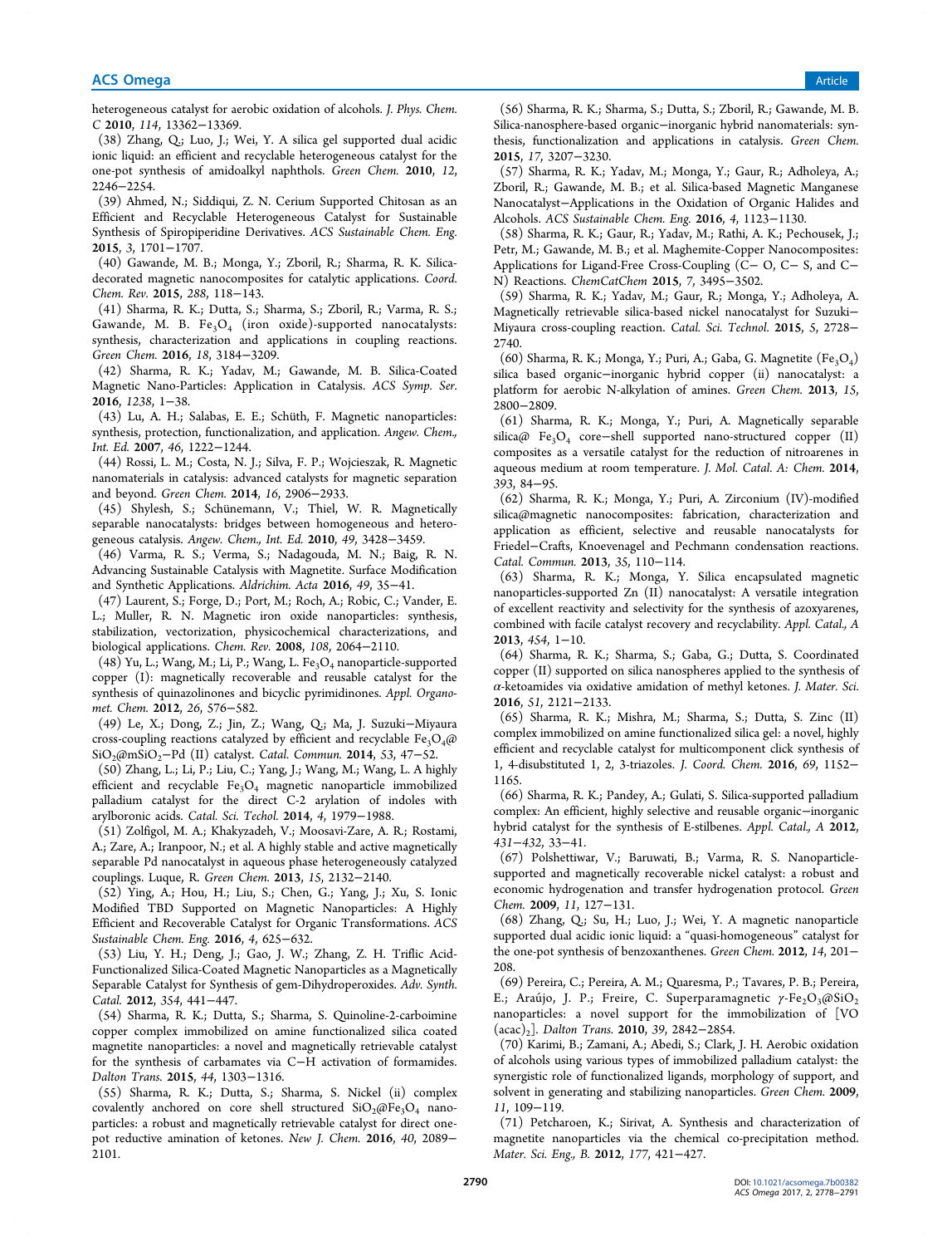heterogeneous catalyst for aerobic oxidation of alcohols. *J. Phys. Chem. C* **2010**, *114*, 13362−13369.

(38) Zhang, Q.; Luo, J.; Wei, Y. A silica gel supported dual acidic ionic liquid: an efficient and recyclable heterogeneous catalyst for the one-pot synthesis of amidoalkyl naphthols. *Green Chem.* **2010**, *12*, 2246−2254.

(39) Ahmed, N.; Siddiqui, Z. N. Cerium Supported Chitosan as an Efficient and Recyclable Heterogeneous Catalyst for Sustainable Synthesis of Spiropiperidine Derivatives. *ACS Sustainable Chem. Eng.* **2015**, *3*, 1701−1707.

(40) Gawande, M. B.; Monga, Y.; Zboril, R.; Sharma, R. K. Silica-decorated magnetic nanocomposites for catalytic applications. *Coord. Chem. Rev.* **2015**, *288*, 118−143.

(41) Sharma, R. K.; Dutta, S.; Sharma, S.; Zboril, R.; Varma, R. S.; Gawande, M. B. $Fe_3O_4$ (iron oxide)-supported nanocatalysts: synthesis, characterization and applications in coupling reactions. *Green Chem.* **2016**, *18*, 3184−3209.

(42) Sharma, R. K.; Yadav, M.; Gawande, M. B. Silica-Coated Magnetic Nano-Particles: Application in Catalysis. *ACS Symp. Ser.* **2016**, *1238*, 1−38.

(43) Lu, A. H.; Salabas, E. E.; Schüth, F. Magnetic nanoparticles: synthesis, protection, functionalization, and application. *Angew. Chem., Int. Ed.* **2007**, *46*, 1222−1244.

(44) Rossi, L. M.; Costa, N. J.; Silva, F. P.; Wojcieszak, R. Magnetic nanomaterials in catalysis: advanced catalysts for magnetic separation and beyond. *Green Chem.* **2014**, *16*, 2906−2933.

(45) Shylesh, S.; Schünemann, V.; Thiel, W. R. Magnetically separable nanocatalysts: bridges between homogeneous and heterogeneous catalysis. *Angew. Chem., Int. Ed.* **2010**, *49*, 3428−3459.

(46) Varma, R. S.; Verma, S.; Nadagouda, M. N.; Baig, R. N. Advancing Sustainable Catalysis with Magnetite. Surface Modification and Synthetic Applications. *Aldrichim. Acta* **2016**, *49*, 35−41.

(47) Laurent, S.; Forge, D.; Port, M.; Roch, A.; Robic, C.; Vander, E. L.; Muller, R. N. Magnetic iron oxide nanoparticles: synthesis, stabilization, vectorization, physicochemical characterizations, and biological applications. *Chem. Rev.* **2008**, *108*, 2064−2110.

(48) Yu, L.; Wang, M.; Li, P.; Wang, L. $Fe_3O_4$ nanoparticle-supported copper (I): magnetically recoverable and reusable catalyst for the synthesis of quinazolinones and bicyclic pyrimidinones. *Appl. Organomet. Chem.* **2012**, *26*, 576−582.

(49) Le, X.; Dong, Z.; Jin, Z.; Wang, Q.; Ma, J. Suzuki−Miyaura cross-coupling reactions catalyzed by efficient and recyclable $Fe_3O_4$@$SiO_2$@m$SiO_2$−Pd (II) catalyst. *Catal. Commun.* **2014**, *53*, 47−52.

(50) Zhang, L.; Li, P.; Liu, C.; Yang, J.; Wang, M.; Wang, L. A highly efficient and recyclable $Fe_3O_4$ magnetic nanoparticle immobilized palladium catalyst for the direct C-2 arylation of indoles with arylboronic acids. *Catal. Sci. Techol.* **2014**, *4*, 1979−1988.

(51) Zolfigol, M. A.; Khakyzadeh, V.; Moosavi-Zare, A. R.; Rostami, A.; Zare, A.; Iranpoor, N.; et al. A highly stable and active magnetically separable Pd nanocatalyst in aqueous phase heterogeneously catalyzed couplings. Luque, R. *Green Chem.* **2013**, *15*, 2132−2140.

(52) Ying, A.; Hou, H.; Liu, S.; Chen, G.; Yang, J.; Xu, S. Ionic Modified TBD Supported on Magnetic Nanoparticles: A Highly Efficient and Recoverable Catalyst for Organic Transformations. *ACS Sustainable Chem. Eng.* **2016**, *4*, 625−632.

(53) Liu, Y. H.; Deng, J.; Gao, J. W.; Zhang, Z. H. Triflic Acid-Functionalized Silica-Coated Magnetic Nanoparticles as a Magnetically Separable Catalyst for Synthesis of gem-Dihydroperoxides. *Adv. Synth. Catal.* **2012**, *354*, 441−447.

(54) Sharma, R. K.; Dutta, S.; Sharma, S. Quinoline-2-carboimine copper complex immobilized on amine functionalized silica coated magnetite nanoparticles: a novel and magnetically retrievable catalyst for the synthesis of carbamates via C−H activation of formamides. *Dalton Trans.* **2015**, *44*, 1303−1316.

(55) Sharma, R. K.; Dutta, S.; Sharma, S. Nickel (ii) complex covalently anchored on core shell structured $SiO_2$@$Fe_3O_4$ nanoparticles: a robust and magnetically retrievable catalyst for direct one-pot reductive amination of ketones. *New J. Chem.* **2016**, *40*, 2089−2101.

(56) Sharma, R. K.; Sharma, S.; Dutta, S.; Zboril, R.; Gawande, M. B. Silica-nanosphere-based organic−inorganic hybrid nanomaterials: synthesis, functionalization and applications in catalysis. *Green Chem.* **2015**, *17*, 3207−3230.

(57) Sharma, R. K.; Yadav, M.; Monga, Y.; Gaur, R.; Adholeya, A.; Zboril, R.; Gawande, M. B.; et al. Silica-based Magnetic Manganese Nanocatalyst−Applications in the Oxidation of Organic Halides and Alcohols. *ACS Sustainable Chem. Eng.* **2016**, *4*, 1123−1130.

(58) Sharma, R. K.; Gaur, R.; Yadav, M.; Rathi, A. K.; Pechousek, J.; Petr, M.; Gawande, M. B.; et al. Maghemite-Copper Nanocomposites: Applications for Ligand-Free Cross-Coupling (C− O, C− S, and C−N) Reactions. *ChemCatChem* **2015**, *7*, 3495−3502.

(59) Sharma, R. K.; Yadav, M.; Gaur, R.; Monga, Y.; Adholeya, A. Magnetically retrievable silica-based nickel nanocatalyst for Suzuki−Miyaura cross-coupling reaction. *Catal. Sci. Technol.* **2015**, *5*, 2728−2740.

(60) Sharma, R. K.; Monga, Y.; Puri, A.; Gaba, G. Magnetite ($Fe_3O_4$) silica based organic−inorganic hybrid copper (II) nanocatalyst: a platform for aerobic N-alkylation of amines. *Green Chem.* **2013**, *15*, 2800−2809.

(61) Sharma, R. K.; Monga, Y.; Puri, A. Magnetically separable silica@ $Fe_3O_4$ core−shell supported nano-structured copper (II) composites as a versatile catalyst for the reduction of nitroarenes in aqueous medium at room temperature. *J. Mol. Catal. A: Chem.* **2014**, *393*, 84−95.

(62) Sharma, R. K.; Monga, Y.; Puri, A. Zirconium (IV)-modified silica@magnetic nanocomposites: fabrication, characterization and application as efficient, selective and reusable nanocatalysts for Friedel−Crafts, Knoevenagel and Pechmann condensation reactions. *Catal. Commun.* **2013**, *35*, 110−114.

(63) Sharma, R. K.; Monga, Y. Silica encapsulated magnetic nanoparticles-supported Zn (II) nanocatalyst: A versatile integration of excellent reactivity and selectivity for the synthesis of azoxyarenes, combined with facile catalyst recovery and recyclability. *Appl. Catal., A* **2013**, *454*, 1−10.

(64) Sharma, R. K.; Sharma, S.; Gaba, G.; Dutta, S. Coordinated copper (II) supported on silica nanospheres applied to the synthesis of α-ketoamides via oxidative amidation of methyl ketones. *J. Mater. Sci.* **2016**, *51*, 2121−2133.

(65) Sharma, R. K.; Mishra, M.; Sharma, S.; Dutta, S. Zinc (II) complex immobilized on amine functionalized silica gel: a novel, highly efficient and recyclable catalyst for multicomponent click synthesis of 1, 4-disubstituted 1, 2, 3-triazoles. *J. Coord. Chem.* **2016**, *69*, 1152−1165.

(66) Sharma, R. K.; Pandey, A.; Gulati, S. Silica-supported palladium complex: An efficient, highly selective and reusable organic−inorganic hybrid catalyst for the synthesis of E-stilbenes. *Appl. Catal., A* **2012**, *431−432*, 33−41.

(67) Polshettiwar, V.; Baruwati, B.; Varma, R. S. Nanoparticle-supported and magnetically recoverable nickel catalyst: a robust and economic hydrogenation and transfer hydrogenation protocol. *Green Chem.* **2009**, *11*, 127−131.

(68) Zhang, Q.; Su, H.; Luo, J.; Wei, Y. A magnetic nanoparticle supported dual acidic ionic liquid: a "quasi-homogeneous" catalyst for the one-pot synthesis of benzoxanthenes. *Green Chem.* **2012**, *14*, 201−208.

(69) Pereira, C.; Pereira, A. M.; Quaresma, P.; Tavares, P. B.; Pereira, E.; Araújo, J. P.; Freire, C. Superparamagnetic γ-$Fe_2O_3$@$SiO_2$ nanoparticles: a novel support for the immobilization of [VO (acac)$_2$]. *Dalton Trans.* **2010**, *39*, 2842−2854.

(70) Karimi, B.; Zamani, A.; Abedi, S.; Clark, J. H. Aerobic oxidation of alcohols using various types of immobilized palladium catalyst: the synergistic role of functionalized ligands, morphology of support, and solvent in generating and stabilizing nanoparticles. *Green Chem.* **2009**, *11*, 109−119.

(71) Petcharoen, K.; Sirivat, A. Synthesis and characterization of magnetite nanoparticles via the chemical co-precipitation method. *Mater. Sci. Eng., B.* **2012**, *177*, 421−427.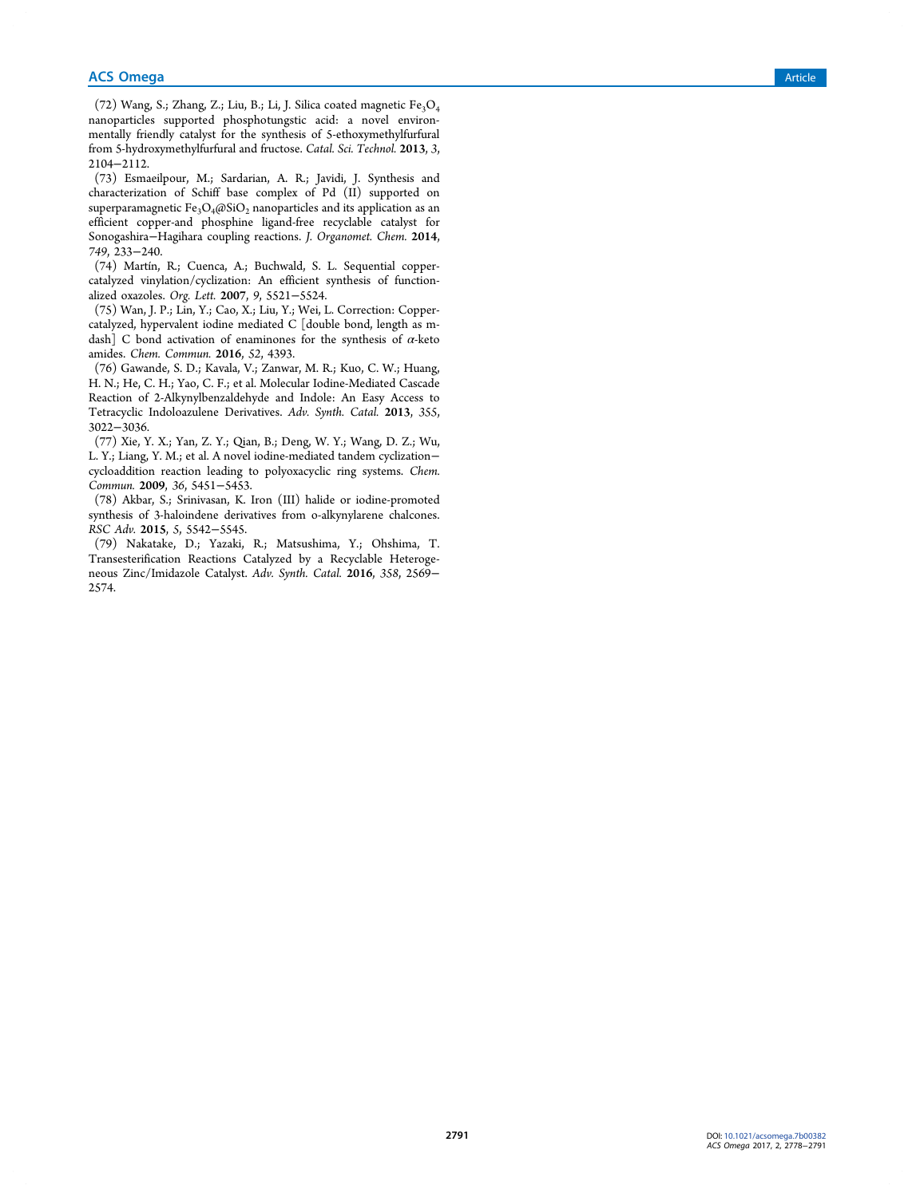(72) Wang, S.; Zhang, Z.; Liu, B.; Li, J. Silica coated magnetic $Fe_3O_4$ nanoparticles supported phosphotungstic acid: a novel environmentally friendly catalyst for the synthesis of 5-ethoxymethylfurfural from 5-hydroxymethylfurfural and fructose. *Catal. Sci. Technol.* **2013**, *3*, 2104−2112.

(73) Esmaeilpour, M.; Sardarian, A. R.; Javidi, J. Synthesis and characterization of Schiff base complex of Pd (II) supported on superparamagnetic $Fe_3O_4$@$SiO_2$ nanoparticles and its application as an efficient copper-and phosphine ligand-free recyclable catalyst for Sonogashira−Hagihara coupling reactions. *J. Organomet. Chem.* **2014**, *749*, 233−240.

(74) Martín, R.; Cuenca, A.; Buchwald, S. L. Sequential copper-catalyzed vinylation/cyclization: An efficient synthesis of functionalized oxazoles. *Org. Lett.* **2007**, *9*, 5521−5524.

(75) Wan, J. P.; Lin, Y.; Cao, X.; Liu, Y.; Wei, L. Correction: Copper-catalyzed, hypervalent iodine mediated C [double bond, length as m-dash] C bond activation of enaminones for the synthesis of $\alpha$-keto amides. *Chem. Commun.* **2016**, *52*, 4393.

(76) Gawande, S. D.; Kavala, V.; Zanwar, M. R.; Kuo, C. W.; Huang, H. N.; He, C. H.; Yao, C. F.; et al. Molecular Iodine-Mediated Cascade Reaction of 2-Alkynylbenzaldehyde and Indole: An Easy Access to Tetracyclic Indoloazulene Derivatives. *Adv. Synth. Catal.* **2013**, *355*, 3022−3036.

(77) Xie, Y. X.; Yan, Z. Y.; Qian, B.; Deng, W. Y.; Wang, D. Z.; Wu, L. Y.; Liang, Y. M.; et al. A novel iodine-mediated tandem cyclization−cycloaddition reaction leading to polyoxacyclic ring systems. *Chem. Commun.* **2009**, *36*, 5451−5453.

(78) Akbar, S.; Srinivasan, K. Iron (III) halide or iodine-promoted synthesis of 3-haloindene derivatives from o-alkynylarene chalcones. *RSC Adv.* **2015**, *5*, 5542−5545.

(79) Nakatake, D.; Yazaki, R.; Matsushima, Y.; Ohshima, T. Transesterification Reactions Catalyzed by a Recyclable Heterogeneous Zinc/Imidazole Catalyst. *Adv. Synth. Catal.* **2016**, *358*, 2569−2574.